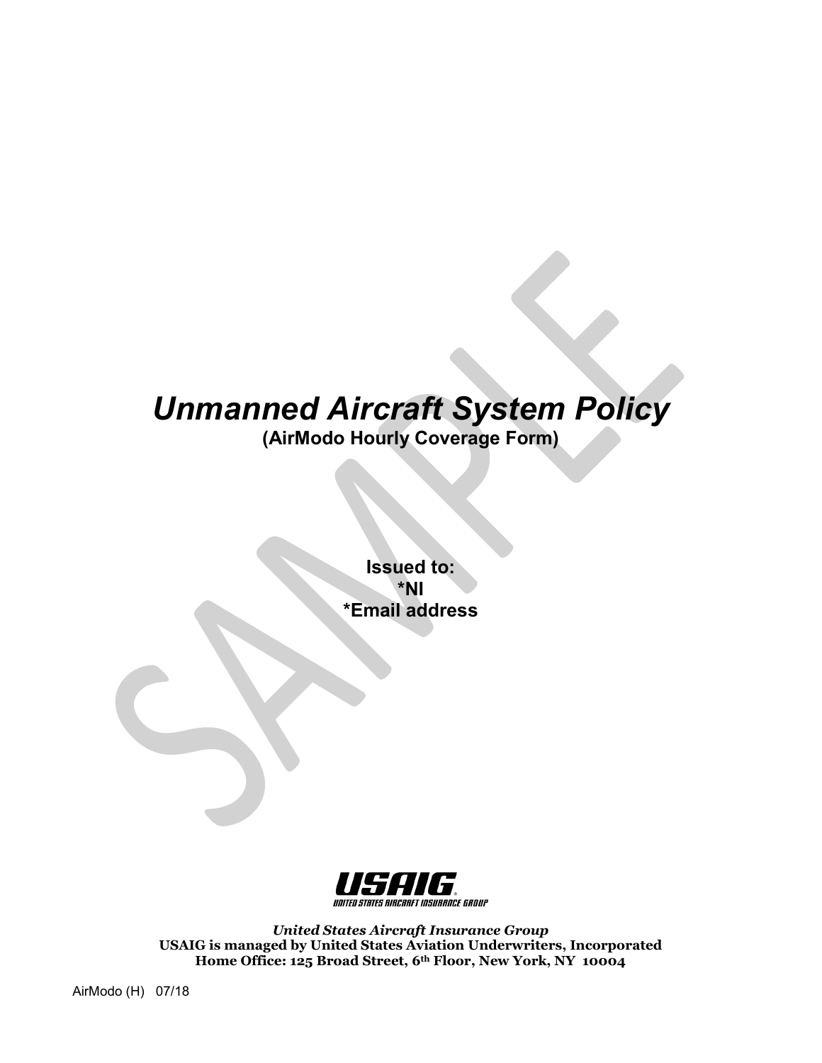# *Unmanned Aircraft System Policy*

**(AirModo Hourly Coverage Form)**

**Issued to:**
**\*NI**
**\*Email address**

*United States Aircraft Insurance Group*
**USAIG is managed by United States Aviation Underwriters, Incorporated**
**Home Office: 125 Broad Street, 6th Floor, New York, NY 10004**

AirModo (H) 07/18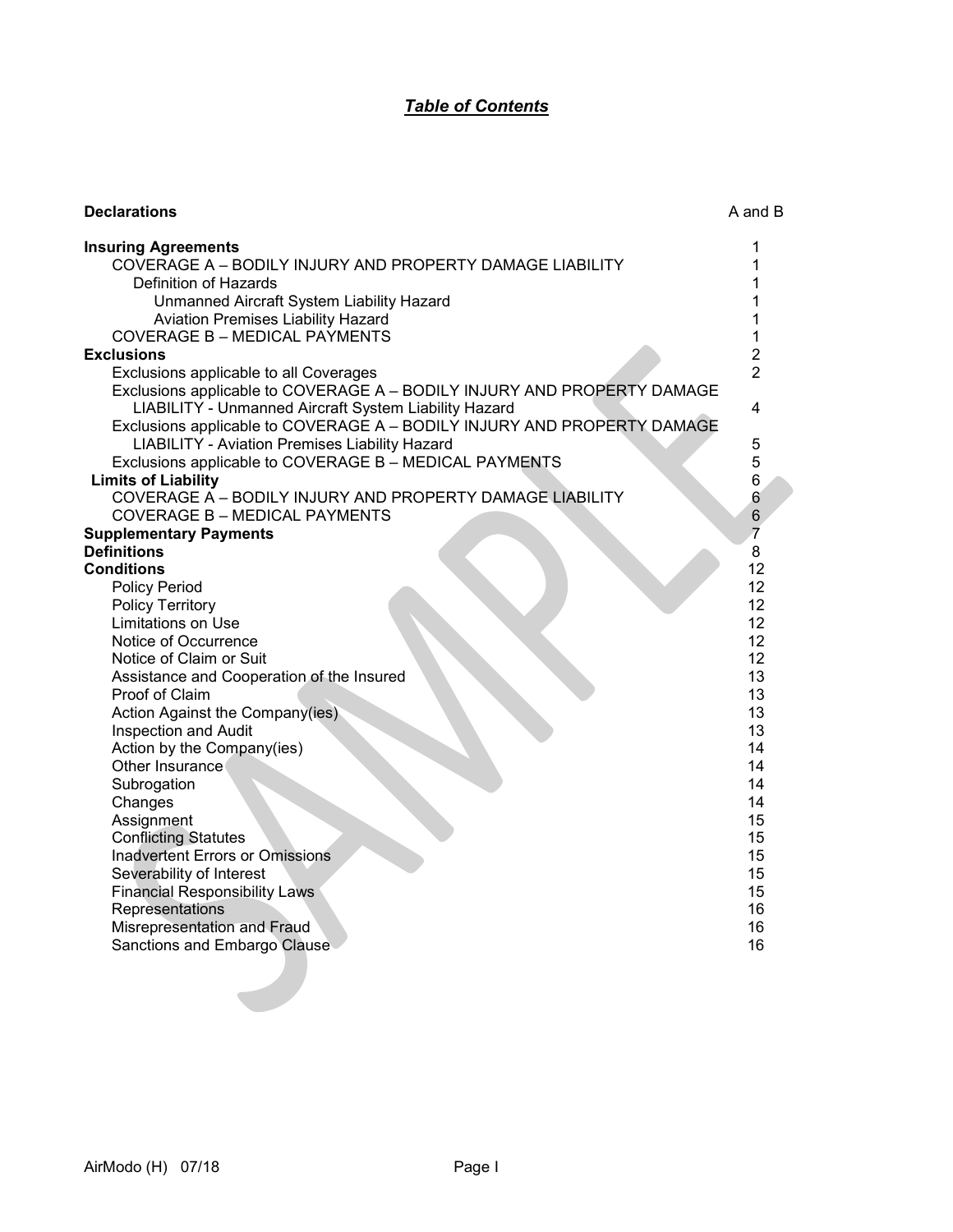# *Table of Contents*

| | |
|---|---|
| **Declarations** | A and B |
| **Insuring Agreements** | 1 |
| COVERAGE A – BODILY INJURY AND PROPERTY DAMAGE LIABILITY | 1 |
| Definition of Hazards | 1 |
| Unmanned Aircraft System Liability Hazard | 1 |
| Aviation Premises Liability Hazard | 1 |
| COVERAGE B – MEDICAL PAYMENTS | 1 |
| **Exclusions** | 2 |
| Exclusions applicable to all Coverages | 2 |
| Exclusions applicable to COVERAGE A – BODILY INJURY AND PROPERTY DAMAGE LIABILITY - Unmanned Aircraft System Liability Hazard | 4 |
| Exclusions applicable to COVERAGE A – BODILY INJURY AND PROPERTY DAMAGE LIABILITY - Aviation Premises Liability Hazard | 5 |
| Exclusions applicable to COVERAGE B – MEDICAL PAYMENTS | 5 |
| **Limits of Liability** | 6 |
| COVERAGE A – BODILY INJURY AND PROPERTY DAMAGE LIABILITY | 6 |
| COVERAGE B – MEDICAL PAYMENTS | 6 |
| **Supplementary Payments** | 7 |
| **Definitions** | 8 |
| **Conditions** | 12 |
| Policy Period | 12 |
| Policy Territory | 12 |
| Limitations on Use | 12 |
| Notice of Occurrence | 12 |
| Notice of Claim or Suit | 12 |
| Assistance and Cooperation of the Insured | 13 |
| Proof of Claim | 13 |
| Action Against the Company(ies) | 13 |
| Inspection and Audit | 13 |
| Action by the Company(ies) | 14 |
| Other Insurance | 14 |
| Subrogation | 14 |
| Changes | 14 |
| Assignment | 15 |
| Conflicting Statutes | 15 |
| Inadvertent Errors or Omissions | 15 |
| Severability of Interest | 15 |
| Financial Responsibility Laws | 15 |
| Representations | 16 |
| Misrepresentation and Fraud | 16 |
| Sanctions and Embargo Clause | 16 |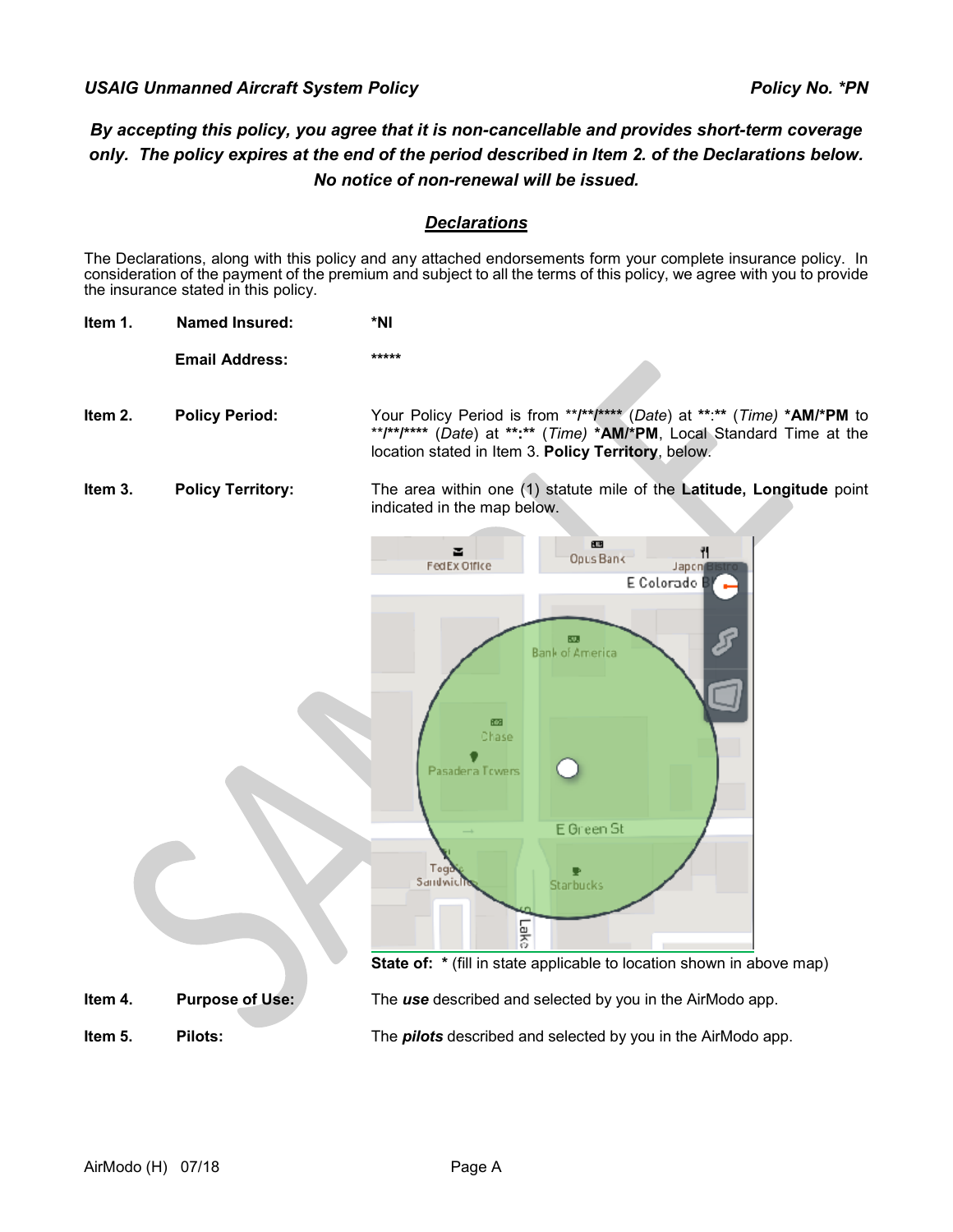*By accepting this policy, you agree that it is non-cancellable and provides short-term coverage only. The policy expires at the end of the period described in Item 2. of the Declarations below. No notice of non-renewal will be issued.*

## *Declarations*

The Declarations, along with this policy and any attached endorsements form your complete insurance policy. In consideration of the payment of the premium and subject to all the terms of this policy, we agree with you to provide the insurance stated in this policy.

**Item 1.** **Named Insured:** **\*NI**

**Email Address:** \*\*\*\*\*

**Item 2.** **Policy Period:** Your Policy Period is from \*\*/\*\*/\*\*\*\* (*Date*) at \*\*:\*\* (*Time*) **\*AM/\*PM** to \*\*/\*\*/\*\*\*\* (*Date*) at **\*\*:\*\*** (*Time*) **\*AM/\*PM**, Local Standard Time at the location stated in Item 3. **Policy Territory**, below.

**Item 3.** **Policy Territory:** The area within one (1) statute mile of the **Latitude, Longitude** point indicated in the map below.

**State of:** **\*** (fill in state applicable to location shown in above map)

**Item 4.** **Purpose of Use:** The ***use*** described and selected by you in the AirModo app.

**Item 5.** **Pilots:** The ***pilots*** described and selected by you in the AirModo app.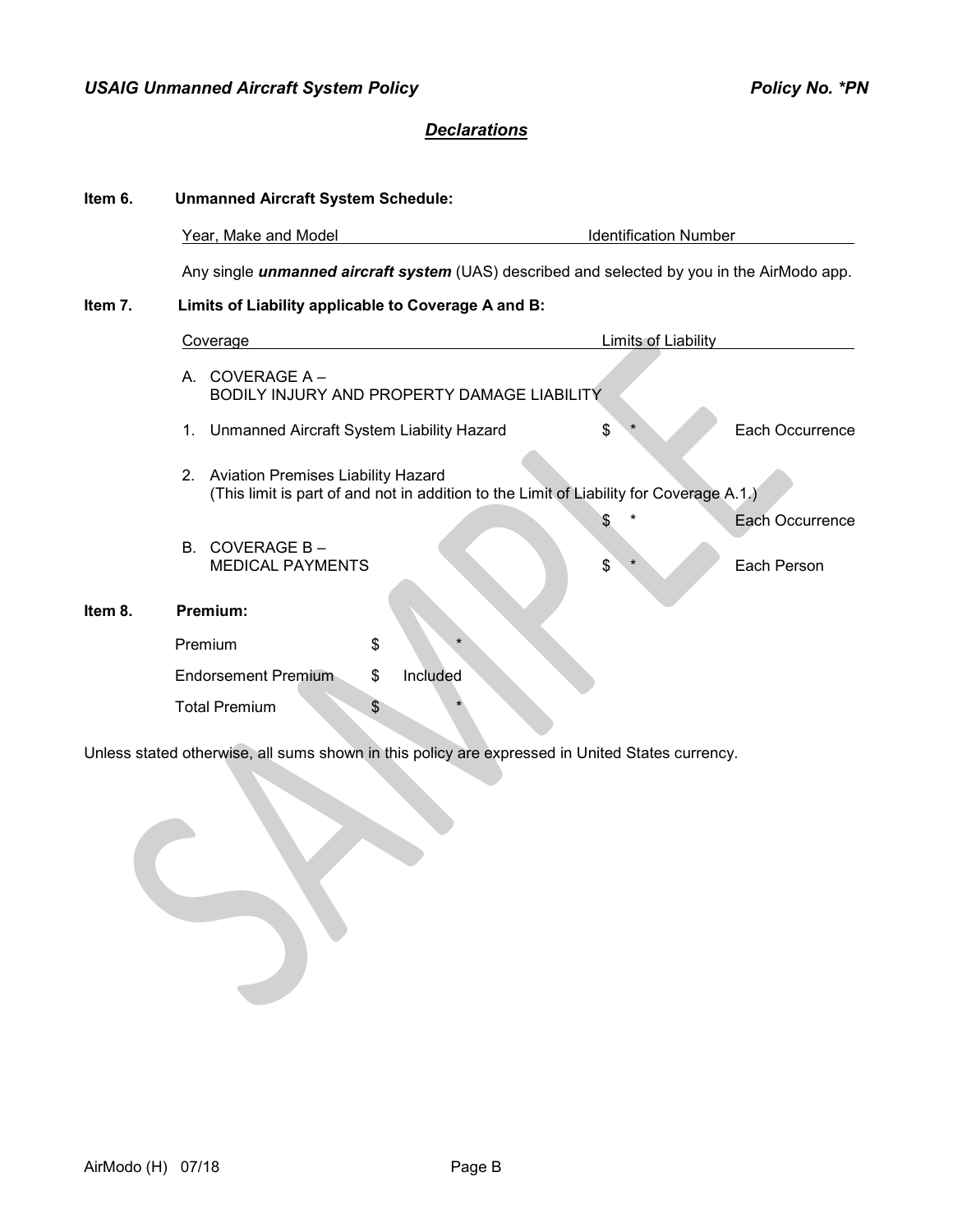## Declarations

**Item 6. Unmanned Aircraft System Schedule:**

| Year, Make and Model | Identification Number |
|---|---|
| Any single ***unmanned aircraft system*** (UAS) described and selected by you in the AirModo app. | |

**Item 7. Limits of Liability applicable to Coverage A and B:**

| Coverage | Limits of Liability | |
|---|---|---|
| A. COVERAGE A – BODILY INJURY AND PROPERTY DAMAGE LIABILITY | | |
| 1. Unmanned Aircraft System Liability Hazard | $ * | Each Occurrence |
| 2. Aviation Premises Liability Hazard (This limit is part of and not in addition to the Limit of Liability for Coverage A.1.) | $ * | Each Occurrence |
| B. COVERAGE B – MEDICAL PAYMENTS | $ * | Each Person |

**Item 8. Premium:**

| | | |
|---|---|---|
| Premium | $ | * |
| Endorsement Premium | $ | Included |
| Total Premium | $ | * |

Unless stated otherwise, all sums shown in this policy are expressed in United States currency.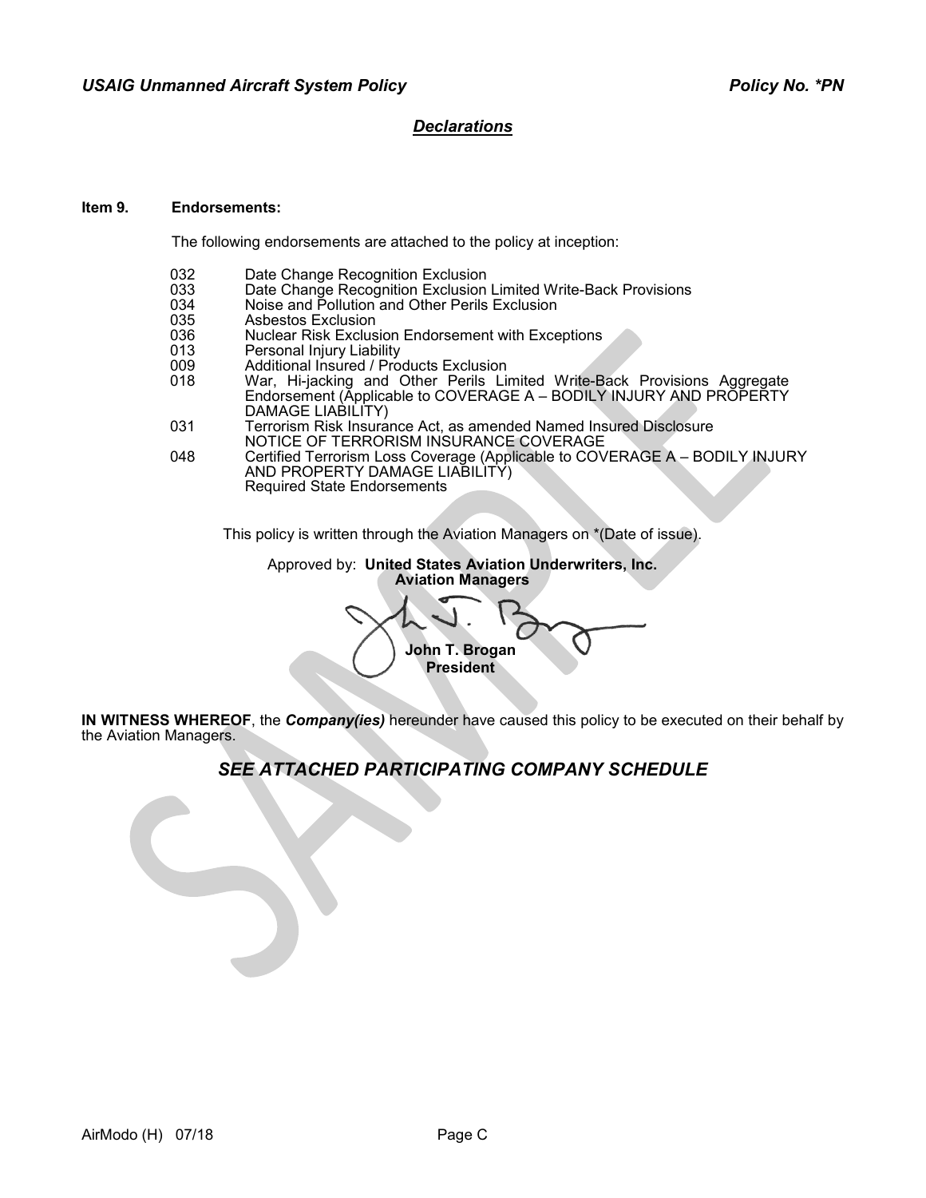## *Declarations*

**Item 9. Endorsements:**

The following endorsements are attached to the policy at inception:

| | |
|---|---|
| 032 | Date Change Recognition Exclusion |
| 033 | Date Change Recognition Exclusion Limited Write-Back Provisions |
| 034 | Noise and Pollution and Other Perils Exclusion |
| 035 | Asbestos Exclusion |
| 036 | Nuclear Risk Exclusion Endorsement with Exceptions |
| 013 | Personal Injury Liability |
| 009 | Additional Insured / Products Exclusion |
| 018 | War, Hi-jacking and Other Perils Limited Write-Back Provisions Aggregate Endorsement (Applicable to COVERAGE A – BODILY INJURY AND PROPERTY DAMAGE LIABILITY) |
| 031 | Terrorism Risk Insurance Act, as amended Named Insured Disclosure NOTICE OF TERRORISM INSURANCE COVERAGE |
| 048 | Certified Terrorism Loss Coverage (Applicable to COVERAGE A – BODILY INJURY AND PROPERTY DAMAGE LIABILITY) |
| | Required State Endorsements |

This policy is written through the Aviation Managers on *(Date of issue).

Approved by: **United States Aviation Underwriters, Inc.**
**Aviation Managers**

**John T. Brogan**
**President**

**IN WITNESS WHEREOF**, the ***Company(ies)*** hereunder have caused this policy to be executed on their behalf by the Aviation Managers.

### *SEE ATTACHED PARTICIPATING COMPANY SCHEDULE*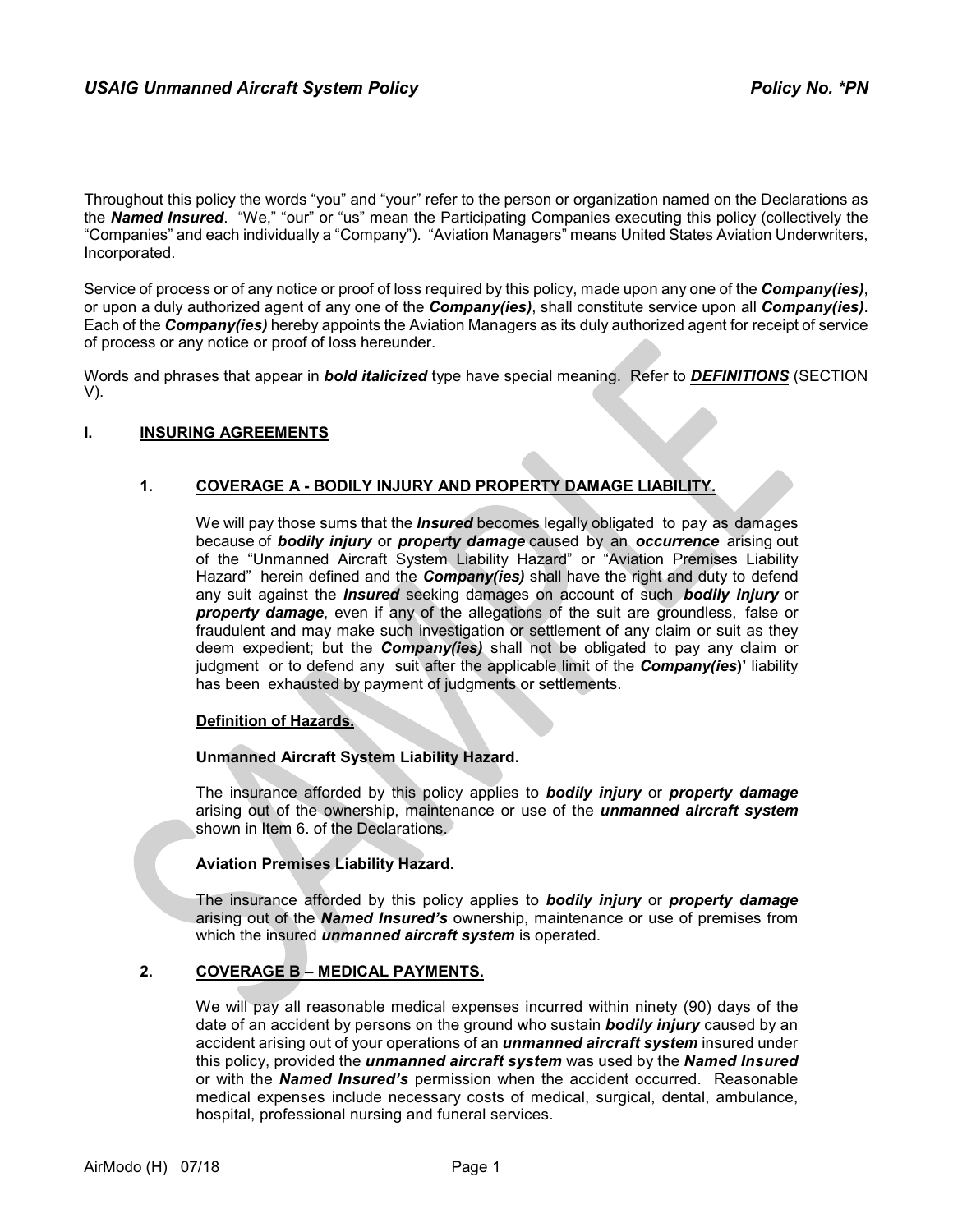Throughout this policy the words "you" and "your" refer to the person or organization named on the Declarations as the ***Named Insured***. "We," "our" or "us" mean the Participating Companies executing this policy (collectively the "Companies" and each individually a "Company"). "Aviation Managers" means United States Aviation Underwriters, Incorporated.

Service of process or of any notice or proof of loss required by this policy, made upon any one of the ***Company(ies)***, or upon a duly authorized agent of any one of the ***Company(ies)***, shall constitute service upon all ***Company(ies)***. Each of the ***Company(ies)*** hereby appoints the Aviation Managers as its duly authorized agent for receipt of service of process or any notice or proof of loss hereunder.

Words and phrases that appear in ***bold italicized*** type have special meaning. Refer to ***DEFINITIONS*** (SECTION V).

## I. INSURING AGREEMENTS

### 1. COVERAGE A - BODILY INJURY AND PROPERTY DAMAGE LIABILITY.

We will pay those sums that the ***Insured*** becomes legally obligated to pay as damages because of ***bodily injury*** or ***property damage*** caused by an ***occurrence*** arising out of the "Unmanned Aircraft System Liability Hazard" or "Aviation Premises Liability Hazard" herein defined and the ***Company(ies)*** shall have the right and duty to defend any suit against the ***Insured*** seeking damages on account of such ***bodily injury*** or ***property damage***, even if any of the allegations of the suit are groundless, false or fraudulent and may make such investigation or settlement of any claim or suit as they deem expedient; but the ***Company(ies)*** shall not be obligated to pay any claim or judgment or to defend any suit after the applicable limit of the ***Company(ies)'*** liability has been exhausted by payment of judgments or settlements.

**Definition of Hazards.**

**Unmanned Aircraft System Liability Hazard.**

The insurance afforded by this policy applies to ***bodily injury*** or ***property damage*** arising out of the ownership, maintenance or use of the ***unmanned aircraft system*** shown in Item 6. of the Declarations.

**Aviation Premises Liability Hazard.**

The insurance afforded by this policy applies to ***bodily injury*** or ***property damage*** arising out of the ***Named Insured's*** ownership, maintenance or use of premises from which the insured ***unmanned aircraft system*** is operated.

### 2. COVERAGE B – MEDICAL PAYMENTS.

We will pay all reasonable medical expenses incurred within ninety (90) days of the date of an accident by persons on the ground who sustain ***bodily injury*** caused by an accident arising out of your operations of an ***unmanned aircraft system*** insured under this policy, provided the ***unmanned aircraft system*** was used by the ***Named Insured*** or with the ***Named Insured's*** permission when the accident occurred. Reasonable medical expenses include necessary costs of medical, surgical, dental, ambulance, hospital, professional nursing and funeral services.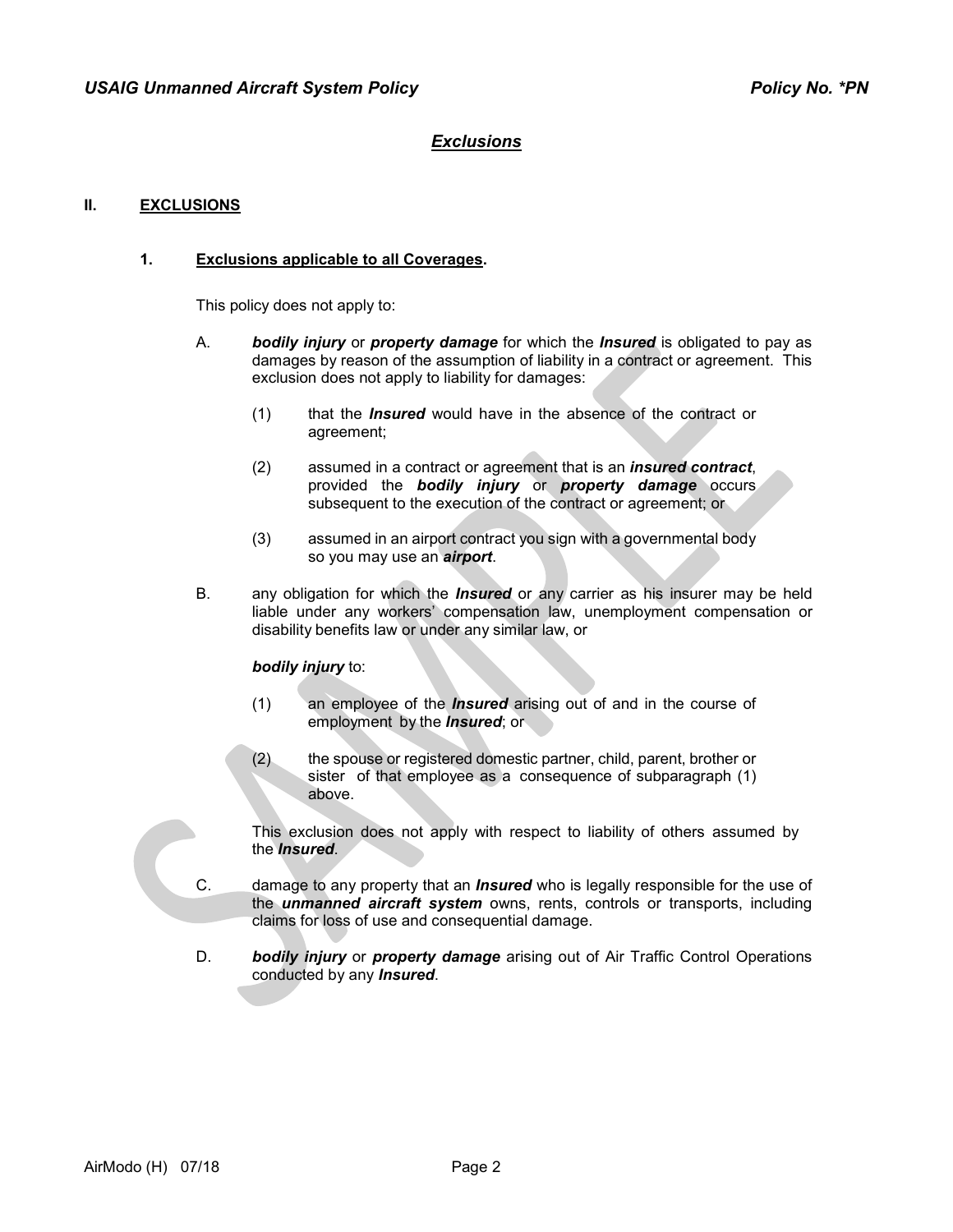## *Exclusions*

### II. EXCLUSIONS

#### 1. Exclusions applicable to all Coverages.

This policy does not apply to:

A. ***bodily injury*** or ***property damage*** for which the ***Insured*** is obligated to pay as damages by reason of the assumption of liability in a contract or agreement. This exclusion does not apply to liability for damages:

  (1) that the ***Insured*** would have in the absence of the contract or agreement;

  (2) assumed in a contract or agreement that is an ***insured contract***, provided the ***bodily injury*** or ***property damage*** occurs subsequent to the execution of the contract or agreement; or

  (3) assumed in an airport contract you sign with a governmental body so you may use an ***airport***.

B. any obligation for which the ***Insured*** or any carrier as his insurer may be held liable under any workers' compensation law, unemployment compensation or disability benefits law or under any similar law, or

  ***bodily injury*** to:

  (1) an employee of the ***Insured*** arising out of and in the course of employment by the ***Insured***; or

  (2) the spouse or registered domestic partner, child, parent, brother or sister of that employee as a consequence of subparagraph (1) above.

  This exclusion does not apply with respect to liability of others assumed by the ***Insured***.

C. damage to any property that an ***Insured*** who is legally responsible for the use of the ***unmanned aircraft system*** owns, rents, controls or transports, including claims for loss of use and consequential damage.

D. ***bodily injury*** or ***property damage*** arising out of Air Traffic Control Operations conducted by any ***Insured***.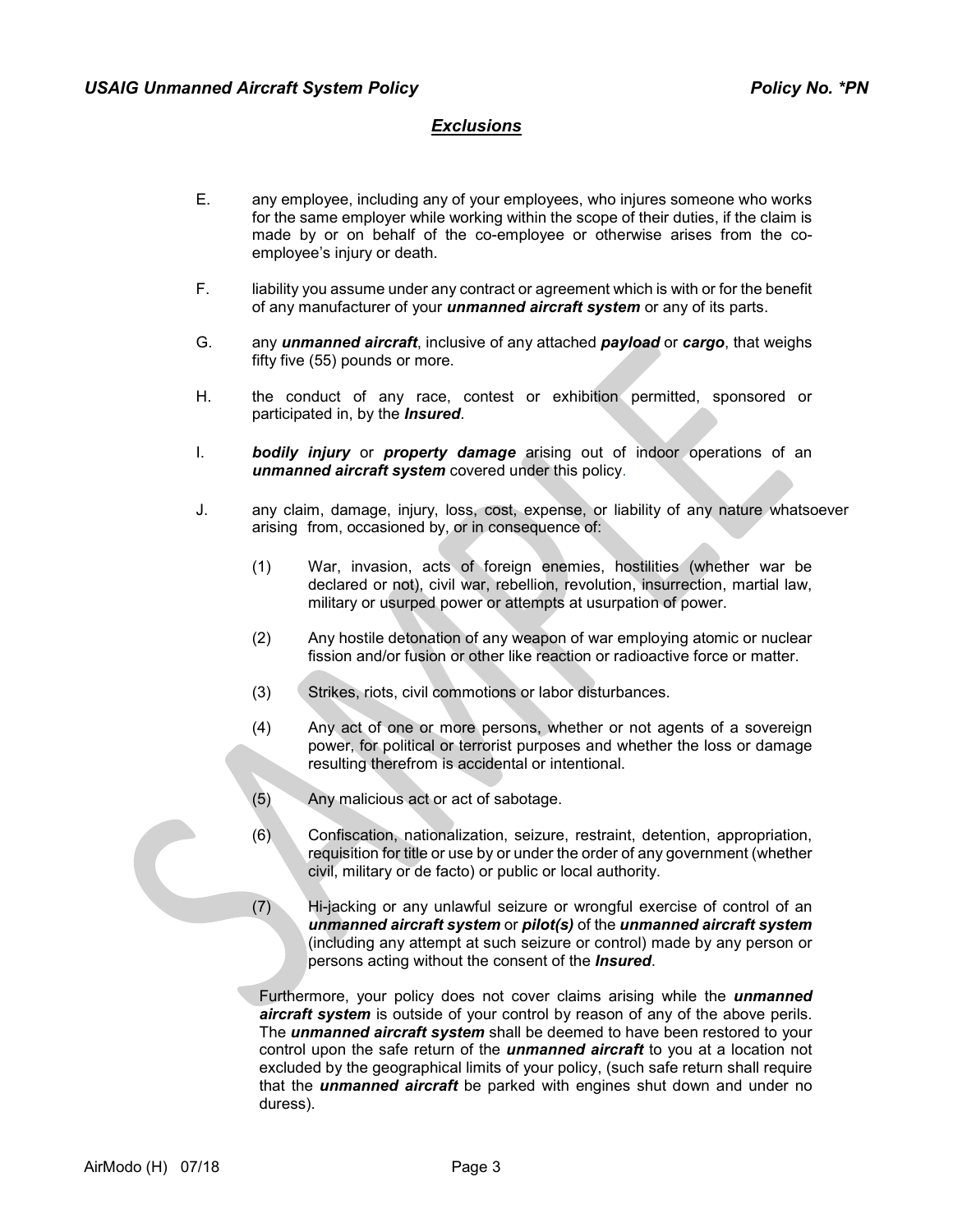## *Exclusions*

E. any employee, including any of your employees, who injures someone who works for the same employer while working within the scope of their duties, if the claim is made by or on behalf of the co-employee or otherwise arises from the co-employee's injury or death.

F. liability you assume under any contract or agreement which is with or for the benefit of any manufacturer of your ***unmanned aircraft system*** or any of its parts.

G. any ***unmanned aircraft***, inclusive of any attached ***payload*** or ***cargo***, that weighs fifty five (55) pounds or more.

H. the conduct of any race, contest or exhibition permitted, sponsored or participated in, by the ***Insured***.

I. ***bodily injury*** or ***property damage*** arising out of indoor operations of an ***unmanned aircraft system*** covered under this policy.

J. any claim, damage, injury, loss, cost, expense, or liability of any nature whatsoever arising from, occasioned by, or in consequence of:

(1) War, invasion, acts of foreign enemies, hostilities (whether war be declared or not), civil war, rebellion, revolution, insurrection, martial law, military or usurped power or attempts at usurpation of power.

(2) Any hostile detonation of any weapon of war employing atomic or nuclear fission and/or fusion or other like reaction or radioactive force or matter.

(3) Strikes, riots, civil commotions or labor disturbances.

(4) Any act of one or more persons, whether or not agents of a sovereign power, for political or terrorist purposes and whether the loss or damage resulting therefrom is accidental or intentional.

(5) Any malicious act or act of sabotage.

(6) Confiscation, nationalization, seizure, restraint, detention, appropriation, requisition for title or use by or under the order of any government (whether civil, military or de facto) or public or local authority.

(7) Hi-jacking or any unlawful seizure or wrongful exercise of control of an ***unmanned aircraft system*** or ***pilot(s)*** of the ***unmanned aircraft system*** (including any attempt at such seizure or control) made by any person or persons acting without the consent of the ***Insured***.

Furthermore, your policy does not cover claims arising while the ***unmanned aircraft system*** is outside of your control by reason of any of the above perils. The ***unmanned aircraft system*** shall be deemed to have been restored to your control upon the safe return of the ***unmanned aircraft*** to you at a location not excluded by the geographical limits of your policy, (such safe return shall require that the ***unmanned aircraft*** be parked with engines shut down and under no duress).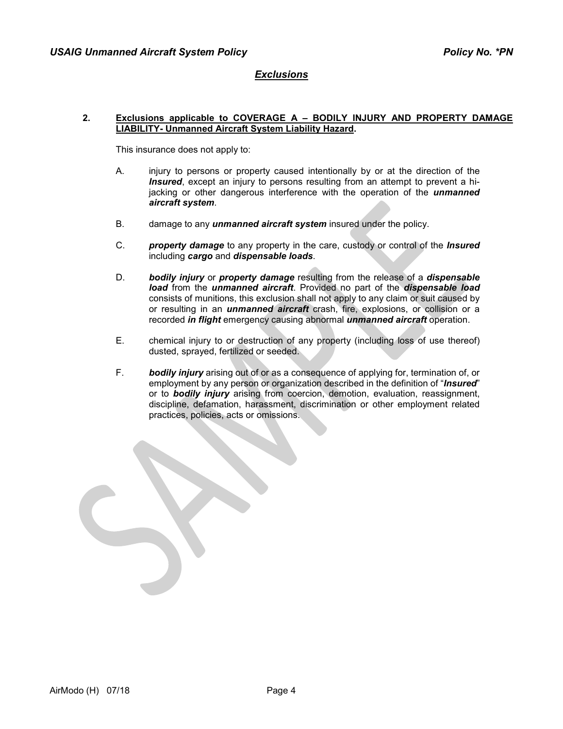## *Exclusions*

**2. <u>Exclusions applicable to COVERAGE A – BODILY INJURY AND PROPERTY DAMAGE LIABILITY- Unmanned Aircraft System Liability Hazard</u>.**

This insurance does not apply to:

A. injury to persons or property caused intentionally by or at the direction of the ***Insured***, except an injury to persons resulting from an attempt to prevent a hi-jacking or other dangerous interference with the operation of the ***unmanned aircraft system***.

B. damage to any ***unmanned aircraft system*** insured under the policy.

C. ***property damage*** to any property in the care, custody or control of the ***Insured*** including ***cargo*** and ***dispensable loads***.

D. ***bodily injury*** or ***property damage*** resulting from the release of a ***dispensable load*** from the ***unmanned aircraft***. Provided no part of the ***dispensable load*** consists of munitions, this exclusion shall not apply to any claim or suit caused by or resulting in an ***unmanned aircraft*** crash, fire, explosions, or collision or a recorded ***in flight*** emergency causing abnormal ***unmanned aircraft*** operation.

E. chemical injury to or destruction of any property (including loss of use thereof) dusted, sprayed, fertilized or seeded.

F. ***bodily injury*** arising out of or as a consequence of applying for, termination of, or employment by any person or organization described in the definition of "***Insured***" or to ***bodily injury*** arising from coercion, demotion, evaluation, reassignment, discipline, defamation, harassment, discrimination or other employment related practices, policies, acts or omissions.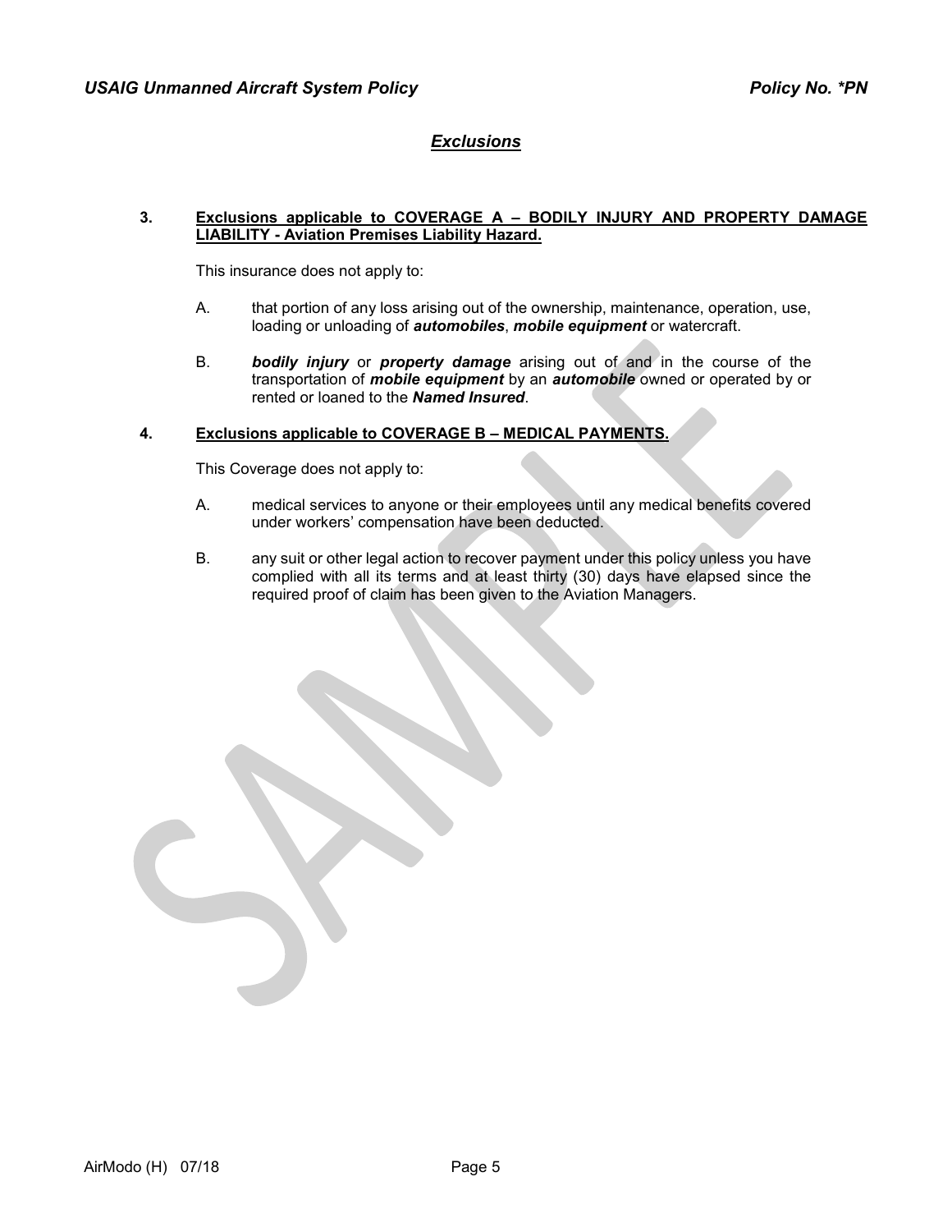## *Exclusions*

**3. Exclusions applicable to COVERAGE A – BODILY INJURY AND PROPERTY DAMAGE LIABILITY - Aviation Premises Liability Hazard.**

This insurance does not apply to:

A. that portion of any loss arising out of the ownership, maintenance, operation, use, loading or unloading of ***automobiles***, ***mobile equipment*** or watercraft.

B. ***bodily injury*** or ***property damage*** arising out of and in the course of the transportation of ***mobile equipment*** by an ***automobile*** owned or operated by or rented or loaned to the ***Named Insured***.

**4. Exclusions applicable to COVERAGE B – MEDICAL PAYMENTS.**

This Coverage does not apply to:

A. medical services to anyone or their employees until any medical benefits covered under workers' compensation have been deducted.

B. any suit or other legal action to recover payment under this policy unless you have complied with all its terms and at least thirty (30) days have elapsed since the required proof of claim has been given to the Aviation Managers.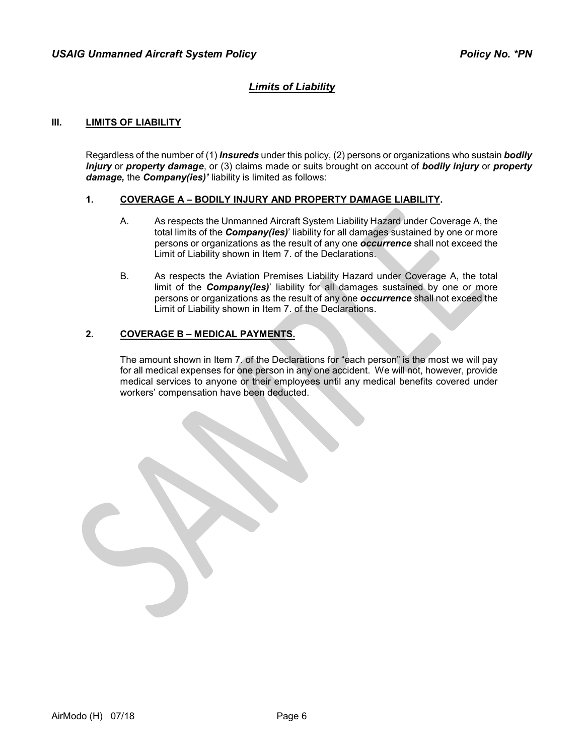## *Limits of Liability*

### III. LIMITS OF LIABILITY

Regardless of the number of (1) ***Insureds*** under this policy, (2) persons or organizations who sustain ***bodily injury*** or ***property damage***, or (3) claims made or suits brought on account of ***bodily injury*** or ***property damage,*** the ***Company(ies)'*** liability is limited as follows:

**1. COVERAGE A – BODILY INJURY AND PROPERTY DAMAGE LIABILITY.**

A. As respects the Unmanned Aircraft System Liability Hazard under Coverage A, the total limits of the ***Company(ies)***' liability for all damages sustained by one or more persons or organizations as the result of any one ***occurrence*** shall not exceed the Limit of Liability shown in Item 7. of the Declarations.

B. As respects the Aviation Premises Liability Hazard under Coverage A, the total limit of the ***Company(ies)***' liability for all damages sustained by one or more persons or organizations as the result of any one ***occurrence*** shall not exceed the Limit of Liability shown in Item 7. of the Declarations.

**2. COVERAGE B – MEDICAL PAYMENTS.**

The amount shown in Item 7. of the Declarations for "each person" is the most we will pay for all medical expenses for one person in any one accident. We will not, however, provide medical services to anyone or their employees until any medical benefits covered under workers' compensation have been deducted.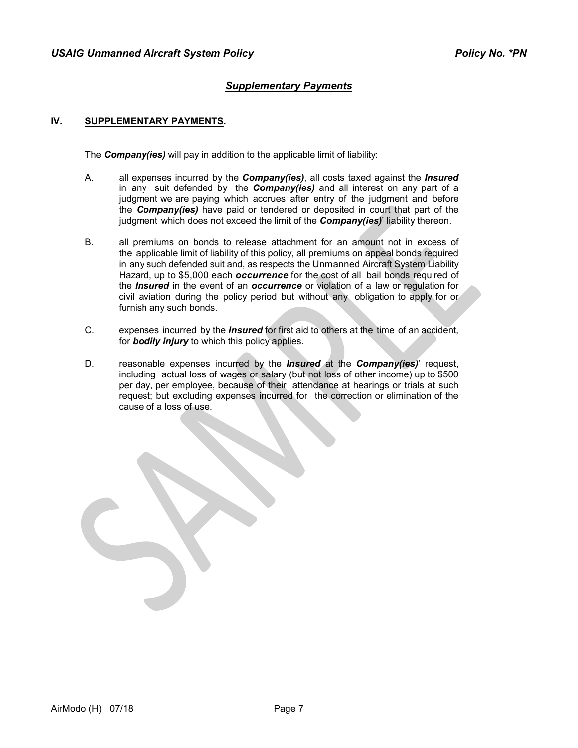## *Supplementary Payments*

### IV. SUPPLEMENTARY PAYMENTS.

The ***Company(ies)*** will pay in addition to the applicable limit of liability:

A. all expenses incurred by the ***Company(ies)***, all costs taxed against the ***Insured*** in any suit defended by the ***Company(ies)*** and all interest on any part of a judgment we are paying which accrues after entry of the judgment and before the ***Company(ies)*** have paid or tendered or deposited in court that part of the judgment which does not exceed the limit of the ***Company(ies)***' liability thereon.

B. all premiums on bonds to release attachment for an amount not in excess of the applicable limit of liability of this policy, all premiums on appeal bonds required in any such defended suit and, as respects the Unmanned Aircraft System Liability Hazard, up to $5,000 each ***occurrence*** for the cost of all bail bonds required of the ***Insured*** in the event of an ***occurrence*** or violation of a law or regulation for civil aviation during the policy period but without any obligation to apply for or furnish any such bonds.

C. expenses incurred by the ***Insured*** for first aid to others at the time of an accident, for ***bodily injury*** to which this policy applies.

D. reasonable expenses incurred by the ***Insured*** at the ***Company(ies)***' request, including actual loss of wages or salary (but not loss of other income) up to $500 per day, per employee, because of their attendance at hearings or trials at such request; but excluding expenses incurred for the correction or elimination of the cause of a loss of use.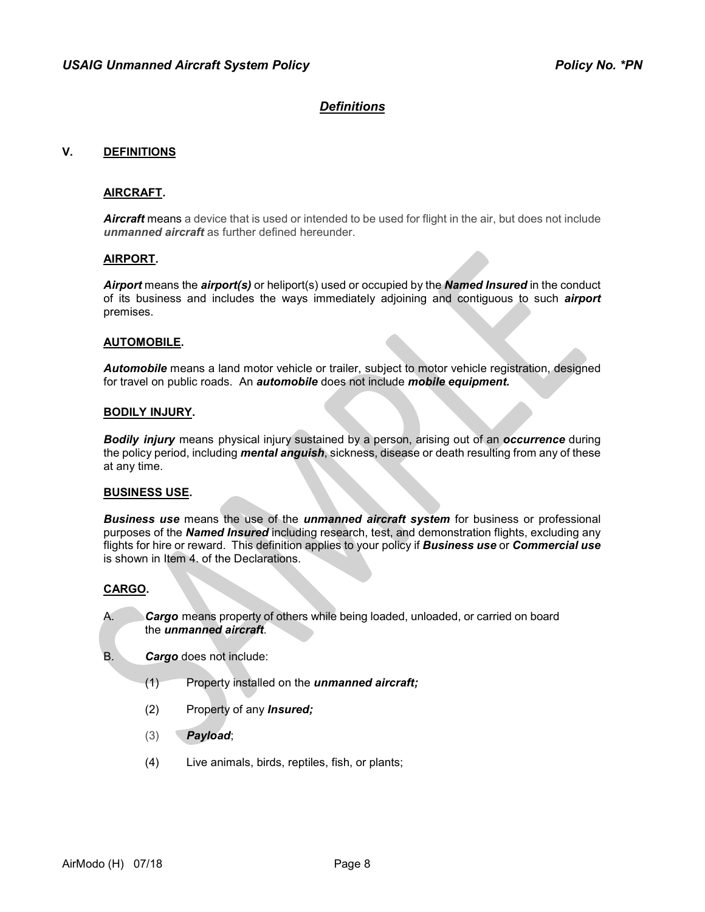## *Definitions*

### V. DEFINITIONS

**AIRCRAFT.**

***Aircraft*** means a device that is used or intended to be used for flight in the air, but does not include ***unmanned aircraft*** as further defined hereunder.

**AIRPORT.**

***Airport*** means the ***airport(s)*** or heliport(s) used or occupied by the ***Named Insured*** in the conduct of its business and includes the ways immediately adjoining and contiguous to such ***airport*** premises.

**AUTOMOBILE.**

***Automobile*** means a land motor vehicle or trailer, subject to motor vehicle registration, designed for travel on public roads. An ***automobile*** does not include ***mobile equipment.***

**BODILY INJURY.**

***Bodily injury*** means physical injury sustained by a person, arising out of an ***occurrence*** during the policy period, including ***mental anguish***, sickness, disease or death resulting from any of these at any time.

**BUSINESS USE.**

***Business use*** means the use of the ***unmanned aircraft system*** for business or professional purposes of the ***Named Insured*** including research, test, and demonstration flights, excluding any flights for hire or reward. This definition applies to your policy if ***Business use*** or ***Commercial use*** is shown in Item 4. of the Declarations.

**CARGO.**

A. ***Cargo*** means property of others while being loaded, unloaded, or carried on board the ***unmanned aircraft***.

B. ***Cargo*** does not include:

(1) Property installed on the ***unmanned aircraft;***

(2) Property of any ***Insured;***

(3) ***Payload***;

(4) Live animals, birds, reptiles, fish, or plants;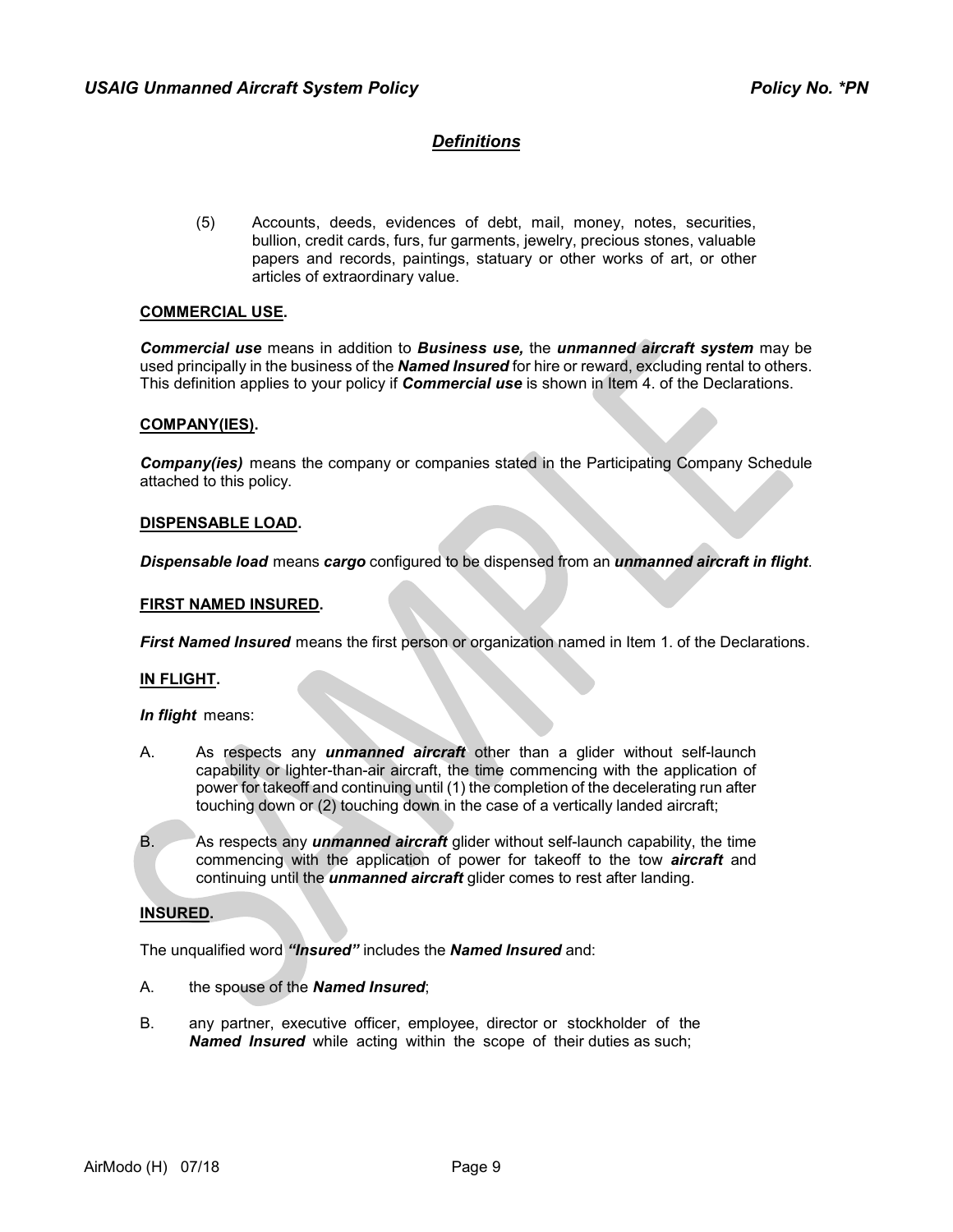## *Definitions*

(5) Accounts, deeds, evidences of debt, mail, money, notes, securities, bullion, credit cards, furs, fur garments, jewelry, precious stones, valuable papers and records, paintings, statuary or other works of art, or other articles of extraordinary value.

**COMMERCIAL USE.**

***Commercial use*** means in addition to ***Business use,*** the ***unmanned aircraft system*** may be used principally in the business of the ***Named Insured*** for hire or reward, excluding rental to others. This definition applies to your policy if ***Commercial use*** is shown in Item 4. of the Declarations.

**COMPANY(IES).**

***Company(ies)*** means the company or companies stated in the Participating Company Schedule attached to this policy.

**DISPENSABLE LOAD.**

***Dispensable load*** means ***cargo*** configured to be dispensed from an ***unmanned aircraft in flight***.

**FIRST NAMED INSURED.**

***First Named Insured*** means the first person or organization named in Item 1. of the Declarations.

**IN FLIGHT.**

***In flight*** means:

A. As respects any ***unmanned aircraft*** other than a glider without self-launch capability or lighter-than-air aircraft, the time commencing with the application of power for takeoff and continuing until (1) the completion of the decelerating run after touching down or (2) touching down in the case of a vertically landed aircraft;

B. As respects any ***unmanned aircraft*** glider without self-launch capability, the time commencing with the application of power for takeoff to the tow ***aircraft*** and continuing until the ***unmanned aircraft*** glider comes to rest after landing.

**INSURED.**

The unqualified word ***"Insured"*** includes the ***Named Insured*** and:

A. the spouse of the ***Named Insured***;

B. any partner, executive officer, employee, director or stockholder of the ***Named Insured*** while acting within the scope of their duties as such;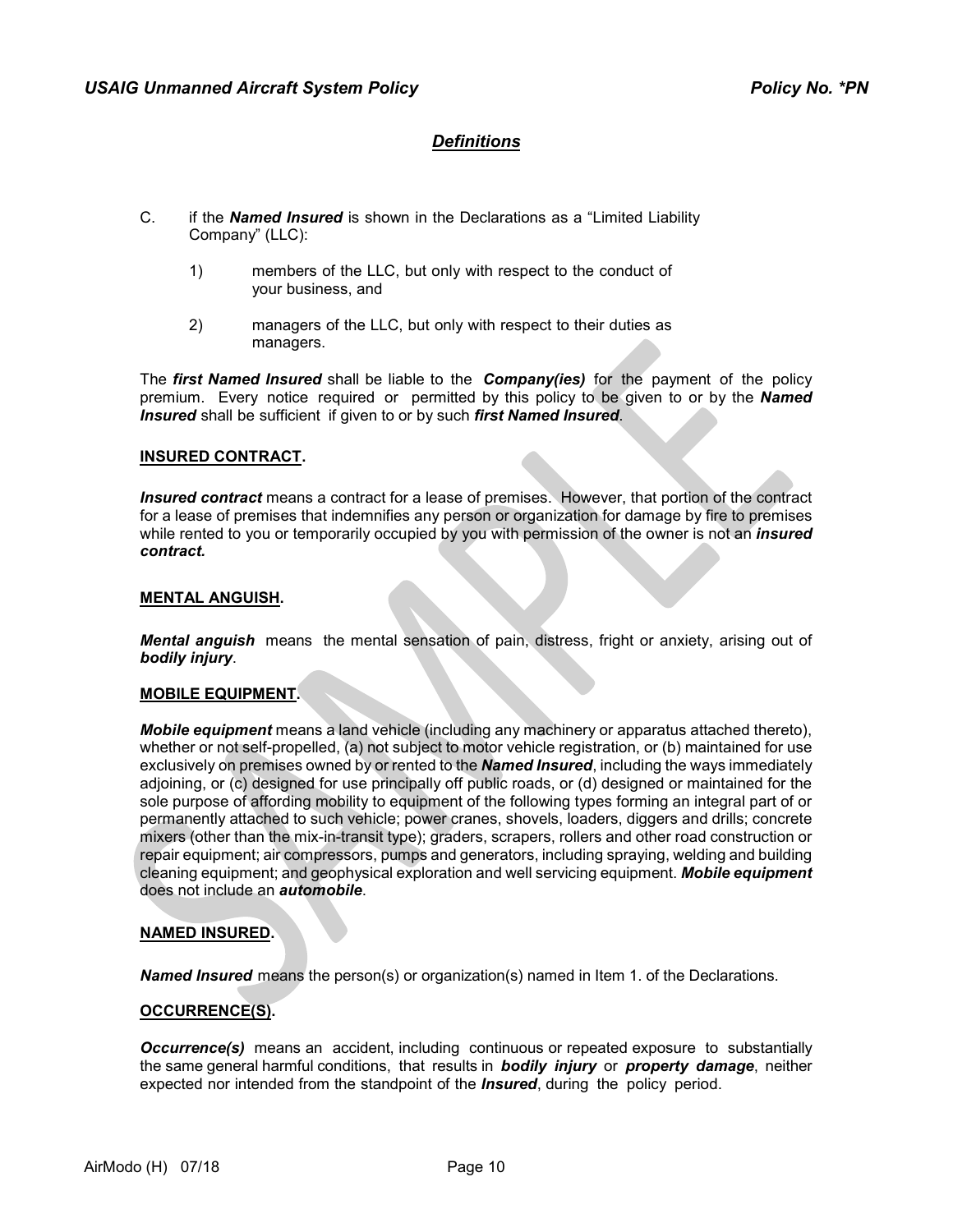## *Definitions*

C. if the ***Named Insured*** is shown in the Declarations as a "Limited Liability Company" (LLC):

1) members of the LLC, but only with respect to the conduct of your business, and

2) managers of the LLC, but only with respect to their duties as managers.

The ***first Named Insured*** shall be liable to the ***Company(ies)*** for the payment of the policy premium. Every notice required or permitted by this policy to be given to or by the ***Named Insured*** shall be sufficient if given to or by such ***first Named Insured***.

**INSURED CONTRACT.**

***Insured contract*** means a contract for a lease of premises. However, that portion of the contract for a lease of premises that indemnifies any person or organization for damage by fire to premises while rented to you or temporarily occupied by you with permission of the owner is not an ***insured contract.***

**MENTAL ANGUISH.**

***Mental anguish*** means the mental sensation of pain, distress, fright or anxiety, arising out of ***bodily injury***.

**MOBILE EQUIPMENT.**

***Mobile equipment*** means a land vehicle (including any machinery or apparatus attached thereto), whether or not self-propelled, (a) not subject to motor vehicle registration, or (b) maintained for use exclusively on premises owned by or rented to the ***Named Insured***, including the ways immediately adjoining, or (c) designed for use principally off public roads, or (d) designed or maintained for the sole purpose of affording mobility to equipment of the following types forming an integral part of or permanently attached to such vehicle; power cranes, shovels, loaders, diggers and drills; concrete mixers (other than the mix-in-transit type); graders, scrapers, rollers and other road construction or repair equipment; air compressors, pumps and generators, including spraying, welding and building cleaning equipment; and geophysical exploration and well servicing equipment. ***Mobile equipment*** does not include an ***automobile***.

**NAMED INSURED.**

***Named Insured*** means the person(s) or organization(s) named in Item 1. of the Declarations.

**OCCURRENCE(S).**

***Occurrence(s)*** means an accident, including continuous or repeated exposure to substantially the same general harmful conditions, that results in ***bodily injury*** or ***property damage***, neither expected nor intended from the standpoint of the ***Insured***, during the policy period.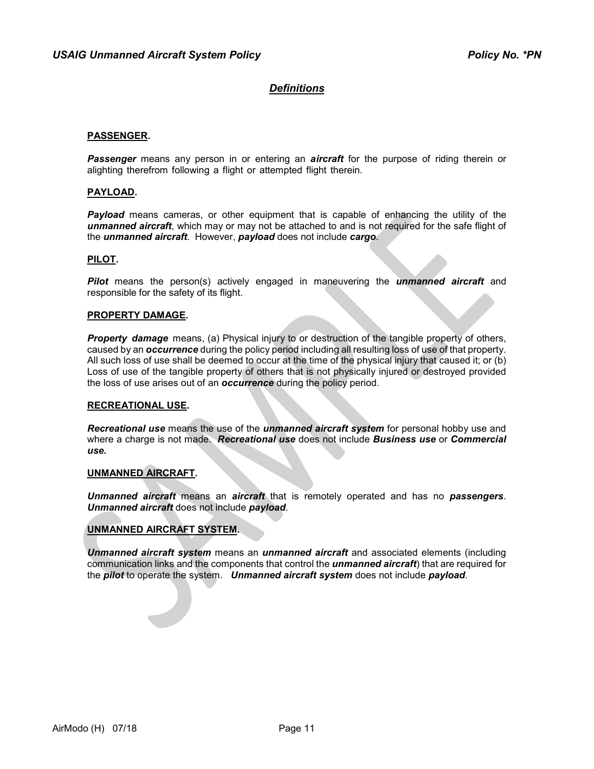## *Definitions*

**PASSENGER.**

***Passenger*** means any person in or entering an ***aircraft*** for the purpose of riding therein or alighting therefrom following a flight or attempted flight therein.

**PAYLOAD.**

***Payload*** means cameras, or other equipment that is capable of enhancing the utility of the ***unmanned aircraft***, which may or may not be attached to and is not required for the safe flight of the ***unmanned aircraft***. However, ***payload*** does not include ***cargo***.

**PILOT.**

***Pilot*** means the person(s) actively engaged in maneuvering the ***unmanned aircraft*** and responsible for the safety of its flight.

**PROPERTY DAMAGE.**

***Property damage*** means, (a) Physical injury to or destruction of the tangible property of others, caused by an ***occurrence*** during the policy period including all resulting loss of use of that property. All such loss of use shall be deemed to occur at the time of the physical injury that caused it; or (b) Loss of use of the tangible property of others that is not physically injured or destroyed provided the loss of use arises out of an ***occurrence*** during the policy period.

**RECREATIONAL USE.**

***Recreational use*** means the use of the ***unmanned aircraft system*** for personal hobby use and where a charge is not made. ***Recreational use*** does not include ***Business use*** or ***Commercial use.***

**UNMANNED AIRCRAFT.**

***Unmanned aircraft*** means an ***aircraft*** that is remotely operated and has no ***passengers***. ***Unmanned aircraft*** does not include ***payload***.

**UNMANNED AIRCRAFT SYSTEM.**

***Unmanned aircraft system*** means an ***unmanned aircraft*** and associated elements (including communication links and the components that control the ***unmanned aircraft***) that are required for the ***pilot*** to operate the system. ***Unmanned aircraft system*** does not include ***payload***.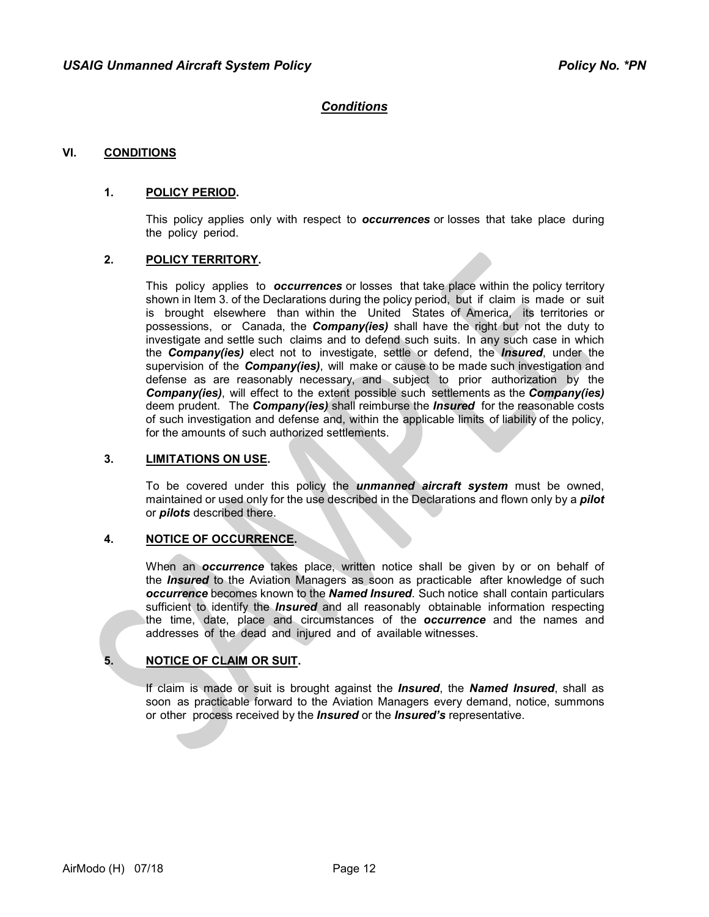## *Conditions*

### VI. CONDITIONS

#### 1. POLICY PERIOD.

This policy applies only with respect to ***occurrences*** or losses that take place during the policy period.

#### 2. POLICY TERRITORY.

This policy applies to ***occurrences*** or losses that take place within the policy territory shown in Item 3. of the Declarations during the policy period, but if claim is made or suit is brought elsewhere than within the United States of America, its territories or possessions, or Canada, the ***Company(ies)*** shall have the right but not the duty to investigate and settle such claims and to defend such suits. In any such case in which the ***Company(ies)*** elect not to investigate, settle or defend, the ***Insured***, under the supervision of the ***Company(ies)***, will make or cause to be made such investigation and defense as are reasonably necessary, and subject to prior authorization by the ***Company(ies)***, will effect to the extent possible such settlements as the ***Company(ies)*** deem prudent. The ***Company(ies)*** shall reimburse the ***Insured*** for the reasonable costs of such investigation and defense and, within the applicable limits of liability of the policy, for the amounts of such authorized settlements.

#### 3. LIMITATIONS ON USE.

To be covered under this policy the ***unmanned aircraft system*** must be owned, maintained or used only for the use described in the Declarations and flown only by a ***pilot*** or ***pilots*** described there.

#### 4. NOTICE OF OCCURRENCE.

When an ***occurrence*** takes place, written notice shall be given by or on behalf of the ***Insured*** to the Aviation Managers as soon as practicable after knowledge of such ***occurrence*** becomes known to the ***Named Insured***. Such notice shall contain particulars sufficient to identify the ***Insured*** and all reasonably obtainable information respecting the time, date, place and circumstances of the ***occurrence*** and the names and addresses of the dead and injured and of available witnesses.

#### 5. NOTICE OF CLAIM OR SUIT.

If claim is made or suit is brought against the ***Insured***, the ***Named Insured***, shall as soon as practicable forward to the Aviation Managers every demand, notice, summons or other process received by the ***Insured*** or the ***Insured's*** representative.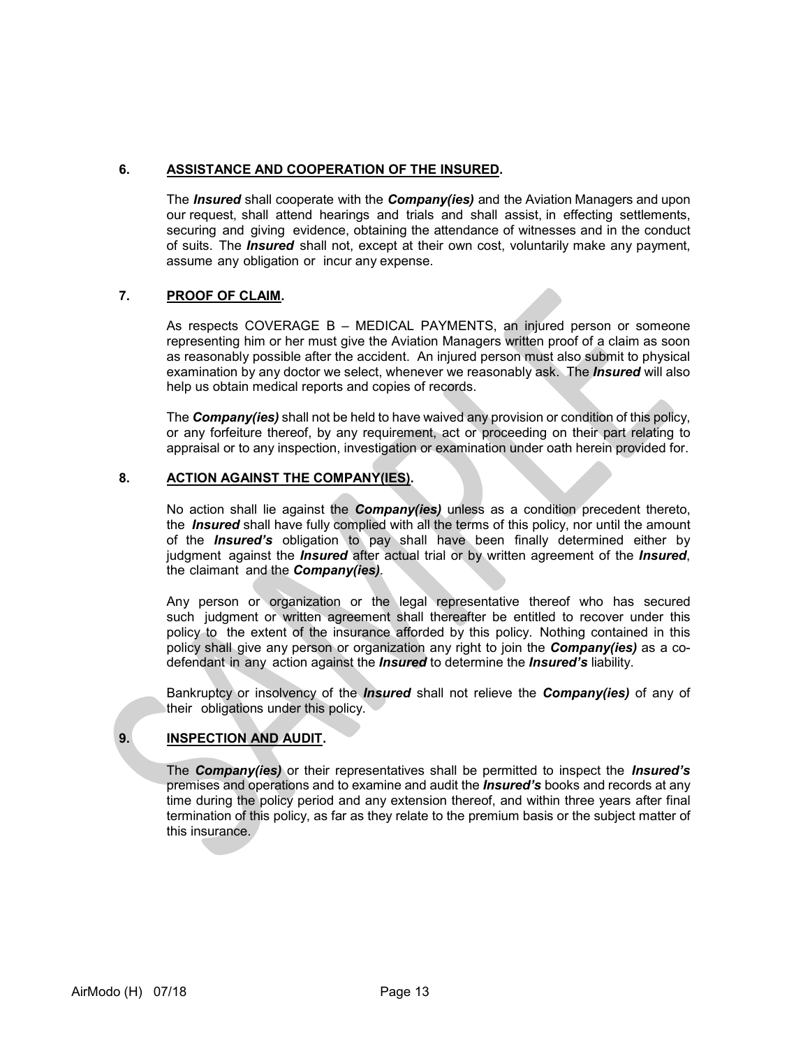**6. <u>ASSISTANCE AND COOPERATION OF THE INSURED</u>.**

The ***Insured*** shall cooperate with the ***Company(ies)*** and the Aviation Managers and upon our request, shall attend hearings and trials and shall assist, in effecting settlements, securing and giving evidence, obtaining the attendance of witnesses and in the conduct of suits. The ***Insured*** shall not, except at their own cost, voluntarily make any payment, assume any obligation or incur any expense.

**7. <u>PROOF OF CLAIM</u>.**

As respects COVERAGE B – MEDICAL PAYMENTS, an injured person or someone representing him or her must give the Aviation Managers written proof of a claim as soon as reasonably possible after the accident. An injured person must also submit to physical examination by any doctor we select, whenever we reasonably ask. The ***Insured*** will also help us obtain medical reports and copies of records.

The ***Company(ies)*** shall not be held to have waived any provision or condition of this policy, or any forfeiture thereof, by any requirement, act or proceeding on their part relating to appraisal or to any inspection, investigation or examination under oath herein provided for.

**8. <u>ACTION AGAINST THE COMPANY(IES)</u>.**

No action shall lie against the ***Company(ies)*** unless as a condition precedent thereto, the ***Insured*** shall have fully complied with all the terms of this policy, nor until the amount of the ***Insured's*** obligation to pay shall have been finally determined either by judgment against the ***Insured*** after actual trial or by written agreement of the ***Insured***, the claimant and the ***Company(ies)***.

Any person or organization or the legal representative thereof who has secured such judgment or written agreement shall thereafter be entitled to recover under this policy to the extent of the insurance afforded by this policy. Nothing contained in this policy shall give any person or organization any right to join the ***Company(ies)*** as a co-defendant in any action against the ***Insured*** to determine the ***Insured's*** liability.

Bankruptcy or insolvency of the ***Insured*** shall not relieve the ***Company(ies)*** of any of their obligations under this policy.

**9. <u>INSPECTION AND AUDIT</u>.**

The ***Company(ies)*** or their representatives shall be permitted to inspect the ***Insured's*** premises and operations and to examine and audit the ***Insured's*** books and records at any time during the policy period and any extension thereof, and within three years after final termination of this policy, as far as they relate to the premium basis or the subject matter of this insurance.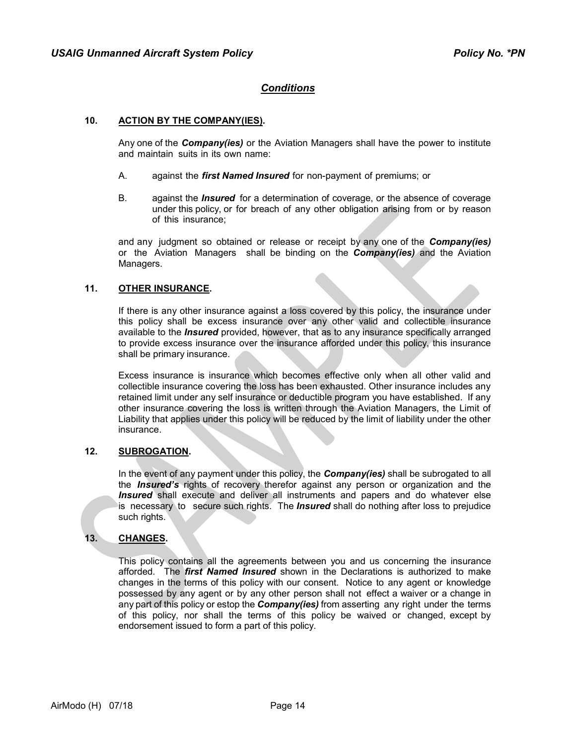## *Conditions*

**10. ACTION BY THE COMPANY(IES).**

Any one of the ***Company(ies)*** or the Aviation Managers shall have the power to institute and maintain suits in its own name:

A. against the ***first Named Insured*** for non-payment of premiums; or

B. against the ***Insured*** for a determination of coverage, or the absence of coverage under this policy, or for breach of any other obligation arising from or by reason of this insurance;

and any judgment so obtained or release or receipt by any one of the ***Company(ies)*** or the Aviation Managers shall be binding on the ***Company(ies)*** and the Aviation Managers.

**11. OTHER INSURANCE.**

If there is any other insurance against a loss covered by this policy, the insurance under this policy shall be excess insurance over any other valid and collectible insurance available to the ***Insured*** provided, however, that as to any insurance specifically arranged to provide excess insurance over the insurance afforded under this policy, this insurance shall be primary insurance.

Excess insurance is insurance which becomes effective only when all other valid and collectible insurance covering the loss has been exhausted. Other insurance includes any retained limit under any self insurance or deductible program you have established. If any other insurance covering the loss is written through the Aviation Managers, the Limit of Liability that applies under this policy will be reduced by the limit of liability under the other insurance.

**12. SUBROGATION.**

In the event of any payment under this policy, the ***Company(ies)*** shall be subrogated to all the ***Insured's*** rights of recovery therefor against any person or organization and the ***Insured*** shall execute and deliver all instruments and papers and do whatever else is necessary to secure such rights. The ***Insured*** shall do nothing after loss to prejudice such rights.

**13. CHANGES.**

This policy contains all the agreements between you and us concerning the insurance afforded. The ***first Named Insured*** shown in the Declarations is authorized to make changes in the terms of this policy with our consent. Notice to any agent or knowledge possessed by any agent or by any other person shall not effect a waiver or a change in any part of this policy or estop the ***Company(ies)*** from asserting any right under the terms of this policy, nor shall the terms of this policy be waived or changed, except by endorsement issued to form a part of this policy.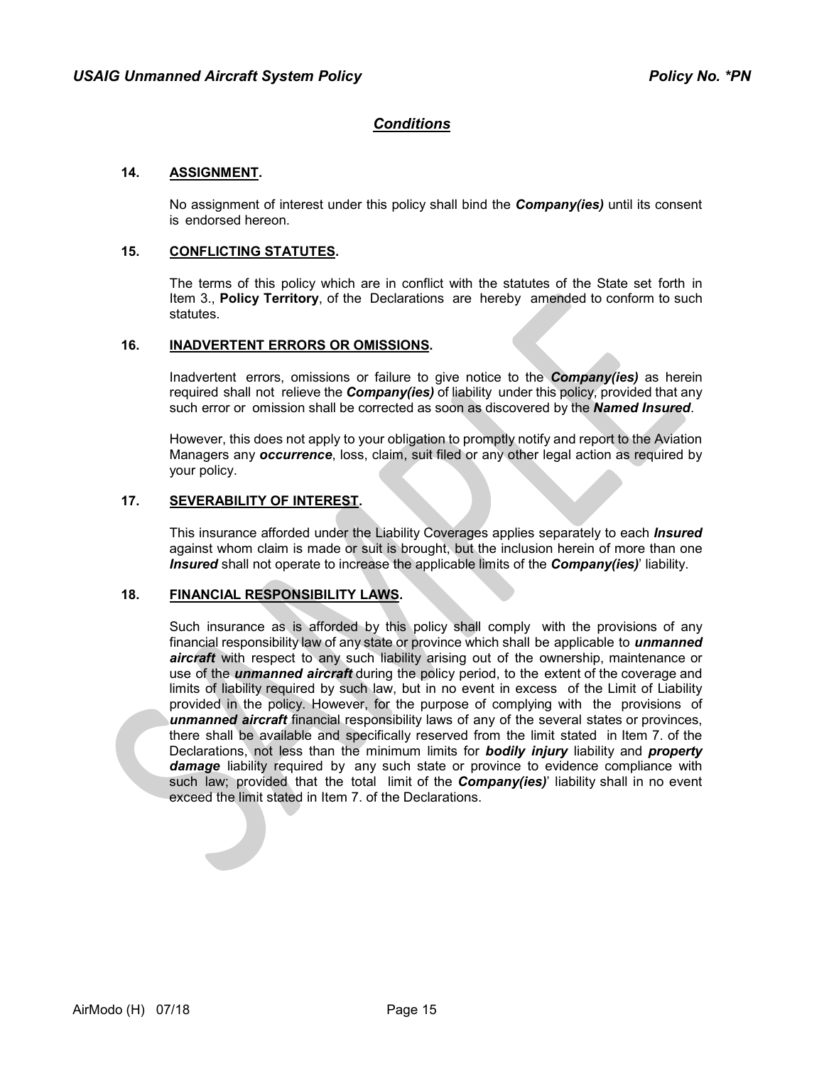## *Conditions*

**14. ASSIGNMENT.**

No assignment of interest under this policy shall bind the ***Company(ies)*** until its consent is endorsed hereon.

**15. CONFLICTING STATUTES.**

The terms of this policy which are in conflict with the statutes of the State set forth in Item 3., **Policy Territory**, of the Declarations are hereby amended to conform to such statutes.

**16. INADVERTENT ERRORS OR OMISSIONS.**

Inadvertent errors, omissions or failure to give notice to the ***Company(ies)*** as herein required shall not relieve the ***Company(ies)*** of liability under this policy, provided that any such error or omission shall be corrected as soon as discovered by the ***Named Insured***.

However, this does not apply to your obligation to promptly notify and report to the Aviation Managers any ***occurrence***, loss, claim, suit filed or any other legal action as required by your policy.

**17. SEVERABILITY OF INTEREST.**

This insurance afforded under the Liability Coverages applies separately to each ***Insured*** against whom claim is made or suit is brought, but the inclusion herein of more than one ***Insured*** shall not operate to increase the applicable limits of the ***Company(ies)***' liability.

**18. FINANCIAL RESPONSIBILITY LAWS.**

Such insurance as is afforded by this policy shall comply with the provisions of any financial responsibility law of any state or province which shall be applicable to ***unmanned aircraft*** with respect to any such liability arising out of the ownership, maintenance or use of the ***unmanned aircraft*** during the policy period, to the extent of the coverage and limits of liability required by such law, but in no event in excess of the Limit of Liability provided in the policy. However, for the purpose of complying with the provisions of ***unmanned aircraft*** financial responsibility laws of any of the several states or provinces, there shall be available and specifically reserved from the limit stated in Item 7. of the Declarations, not less than the minimum limits for ***bodily injury*** liability and ***property damage*** liability required by any such state or province to evidence compliance with such law; provided that the total limit of the ***Company(ies)***' liability shall in no event exceed the limit stated in Item 7. of the Declarations.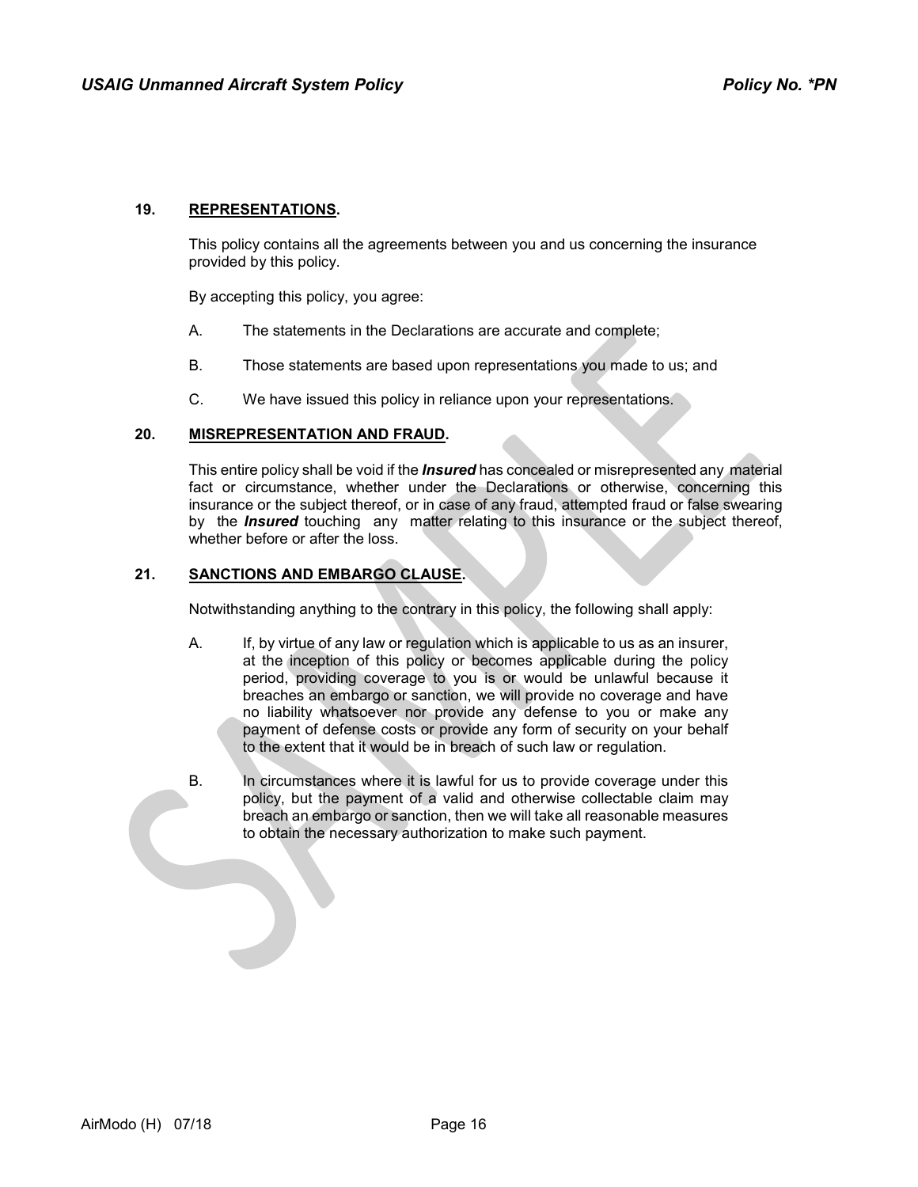## 19. REPRESENTATIONS.

This policy contains all the agreements between you and us concerning the insurance provided by this policy.

By accepting this policy, you agree:

A. The statements in the Declarations are accurate and complete;

B. Those statements are based upon representations you made to us; and

C. We have issued this policy in reliance upon your representations.

## 20. MISREPRESENTATION AND FRAUD.

This entire policy shall be void if the ***Insured*** has concealed or misrepresented any material fact or circumstance, whether under the Declarations or otherwise, concerning this insurance or the subject thereof, or in case of any fraud, attempted fraud or false swearing by the ***Insured*** touching any matter relating to this insurance or the subject thereof, whether before or after the loss.

## 21. SANCTIONS AND EMBARGO CLAUSE.

Notwithstanding anything to the contrary in this policy, the following shall apply:

A. If, by virtue of any law or regulation which is applicable to us as an insurer, at the inception of this policy or becomes applicable during the policy period, providing coverage to you is or would be unlawful because it breaches an embargo or sanction, we will provide no coverage and have no liability whatsoever nor provide any defense to you or make any payment of defense costs or provide any form of security on your behalf to the extent that it would be in breach of such law or regulation.

B. In circumstances where it is lawful for us to provide coverage under this policy, but the payment of a valid and otherwise collectable claim may breach an embargo or sanction, then we will take all reasonable measures to obtain the necessary authorization to make such payment.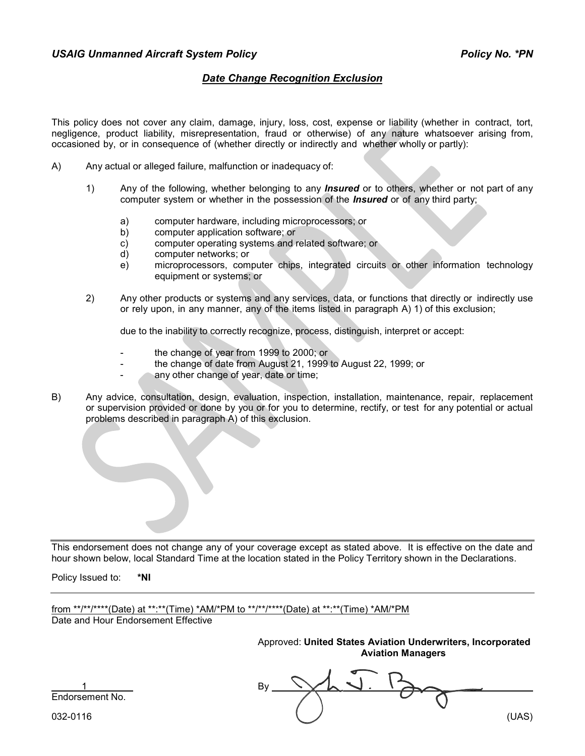**USAIG Unmanned Aircraft System Policy** **Policy No. *PN**

## *Date Change Recognition Exclusion*

This policy does not cover any claim, damage, injury, loss, cost, expense or liability (whether in contract, tort, negligence, product liability, misrepresentation, fraud or otherwise) of any nature whatsoever arising from, occasioned by, or in consequence of (whether directly or indirectly and whether wholly or partly):

A) Any actual or alleged failure, malfunction or inadequacy of:

1) Any of the following, whether belonging to any ***Insured*** or to others, whether or not part of any computer system or whether in the possession of the ***Insured*** or of any third party;

   a) computer hardware, including microprocessors; or
   b) computer application software; or
   c) computer operating systems and related software; or
   d) computer networks; or
   e) microprocessors, computer chips, integrated circuits or other information technology equipment or systems; or

2) Any other products or systems and any services, data, or functions that directly or indirectly use or rely upon, in any manner, any of the items listed in paragraph A) 1) of this exclusion;

   due to the inability to correctly recognize, process, distinguish, interpret or accept:

   - the change of year from 1999 to 2000; or
   - the change of date from August 21, 1999 to August 22, 1999; or
   - any other change of year, date or time;

B) Any advice, consultation, design, evaluation, inspection, installation, maintenance, repair, replacement or supervision provided or done by you or for you to determine, rectify, or test for any potential or actual problems described in paragraph A) of this exclusion.

---

This endorsement does not change any of your coverage except as stated above. It is effective on the date and hour shown below, local Standard Time at the location stated in the Policy Territory shown in the Declarations.

Policy Issued to: ***NI**

from **/**/****(Date) at **:**(Time) *AM/*PM to **/**/****(Date) at **:**(Time) *AM/*PM
Date and Hour Endorsement Effective

Approved: **United States Aviation Underwriters, Incorporated Aviation Managers**

By ________________________

1
Endorsement No.

032-0116 (UAS)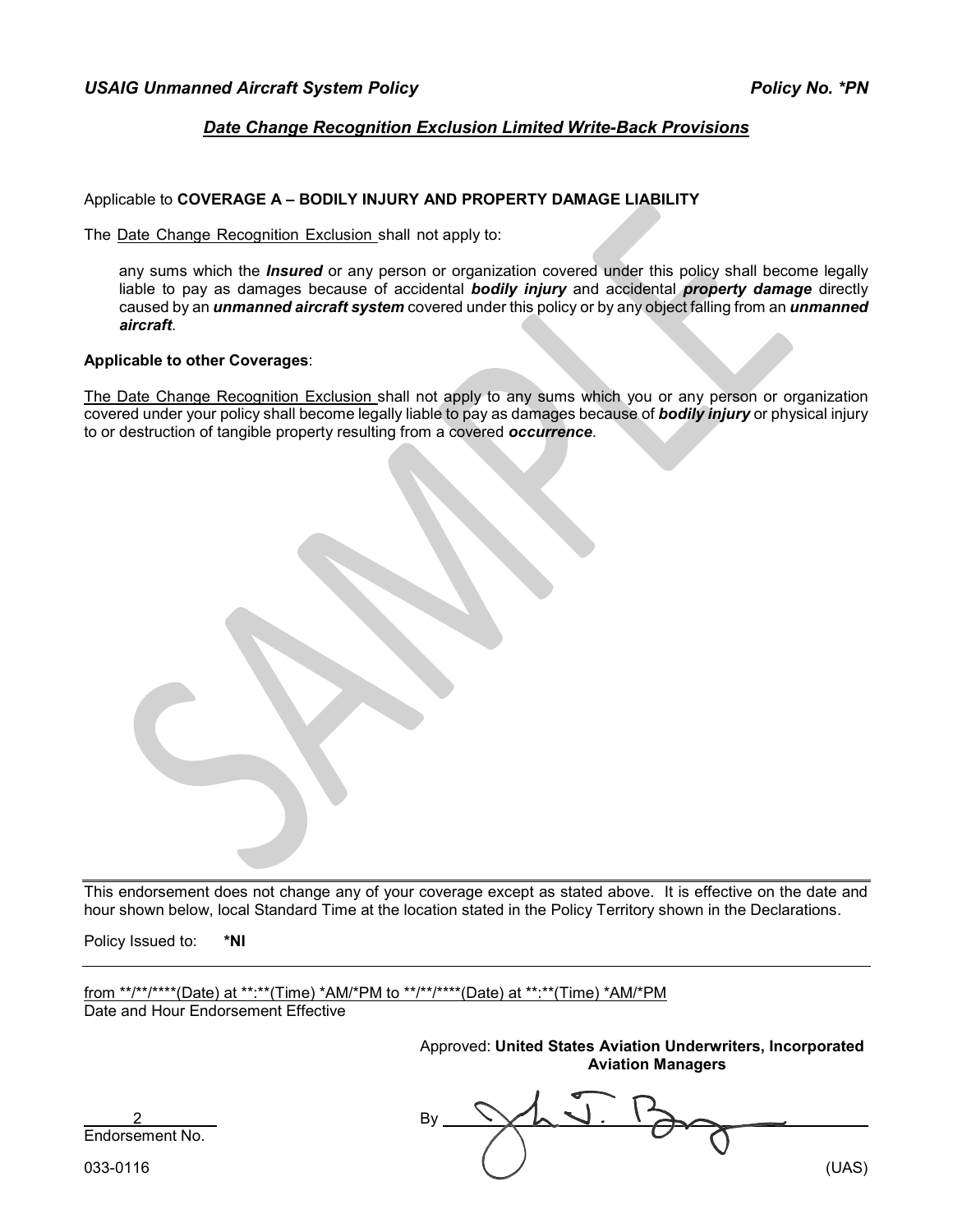*USAIG Unmanned Aircraft System Policy* *Policy No. *PN*

## *Date Change Recognition Exclusion Limited Write-Back Provisions*

Applicable to **COVERAGE A – BODILY INJURY AND PROPERTY DAMAGE LIABILITY**

The Date Change Recognition Exclusion shall not apply to:

> any sums which the ***Insured*** or any person or organization covered under this policy shall become legally liable to pay as damages because of accidental ***bodily injury*** and accidental ***property damage*** directly caused by an ***unmanned aircraft system*** covered under this policy or by any object falling from an ***unmanned aircraft***.

**Applicable to other Coverages**:

The Date Change Recognition Exclusion shall not apply to any sums which you or any person or organization covered under your policy shall become legally liable to pay as damages because of ***bodily injury*** or physical injury to or destruction of tangible property resulting from a covered ***occurrence***.

---

This endorsement does not change any of your coverage except as stated above. It is effective on the date and hour shown below, local Standard Time at the location stated in the Policy Territory shown in the Declarations.

Policy Issued to: **\*NI**

---

from \*\*/\*\*/\*\*\*\*(Date) at \*\*:\*\*(Time) \*AM/\*PM to \*\*/\*\*/\*\*\*\*(Date) at \*\*:\*\*(Time) \*AM/\*PM
Date and Hour Endorsement Effective

Approved: **United States Aviation Underwriters, Incorporated**
**Aviation Managers**

2
Endorsement No.

By ______________________

033-0116 (UAS)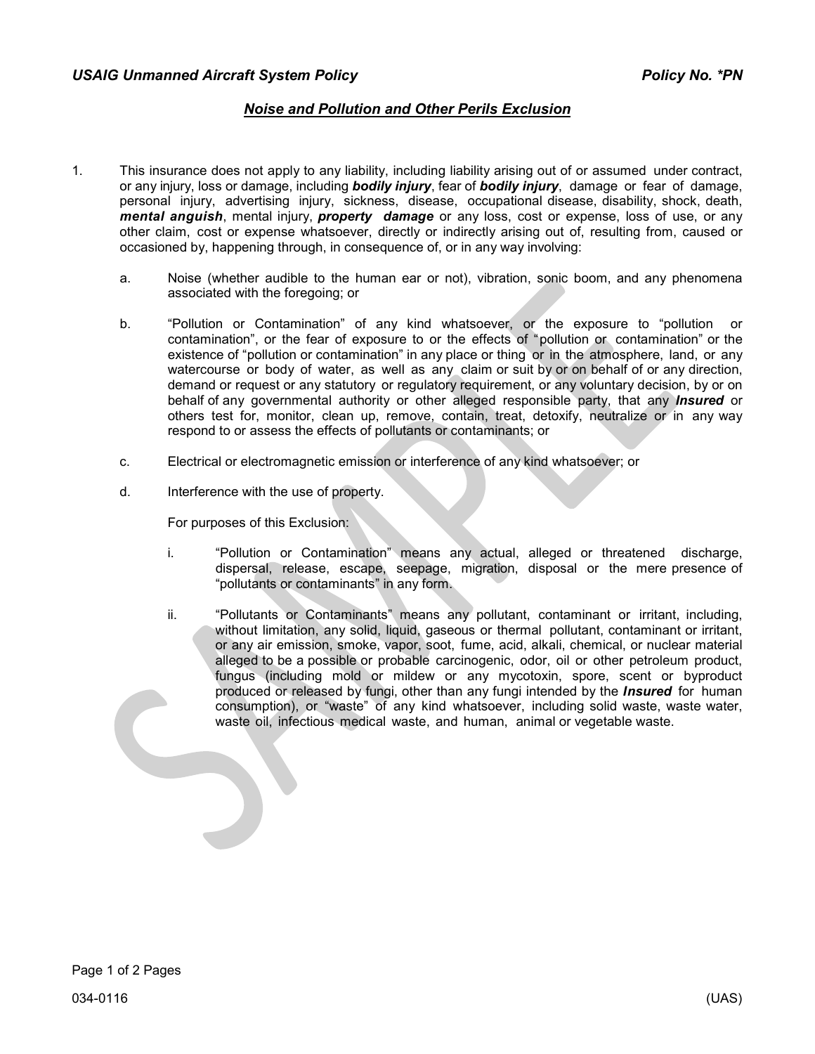## Noise and Pollution and Other Perils Exclusion

1. This insurance does not apply to any liability, including liability arising out of or assumed under contract, or any injury, loss or damage, including ***bodily injury***, fear of ***bodily injury***, damage or fear of damage, personal injury, advertising injury, sickness, disease, occupational disease, disability, shock, death, ***mental anguish***, mental injury, ***property damage*** or any loss, cost or expense, loss of use, or any other claim, cost or expense whatsoever, directly or indirectly arising out of, resulting from, caused or occasioned by, happening through, in consequence of, or in any way involving:

   a. Noise (whether audible to the human ear or not), vibration, sonic boom, and any phenomena associated with the foregoing; or

   b. "Pollution or Contamination" of any kind whatsoever, or the exposure to "pollution or contamination", or the fear of exposure to or the effects of "pollution or contamination" or the existence of "pollution or contamination" in any place or thing or in the atmosphere, land, or any watercourse or body of water, as well as any claim or suit by or on behalf of or any direction, demand or request or any statutory or regulatory requirement, or any voluntary decision, by or on behalf of any governmental authority or other alleged responsible party, that any ***Insured*** or others test for, monitor, clean up, remove, contain, treat, detoxify, neutralize or in any way respond to or assess the effects of pollutants or contaminants; or

   c. Electrical or electromagnetic emission or interference of any kind whatsoever; or

   d. Interference with the use of property.

   For purposes of this Exclusion:

   i. "Pollution or Contamination" means any actual, alleged or threatened discharge, dispersal, release, escape, seepage, migration, disposal or the mere presence of "pollutants or contaminants" in any form.

   ii. "Pollutants or Contaminants" means any pollutant, contaminant or irritant, including, without limitation, any solid, liquid, gaseous or thermal pollutant, contaminant or irritant, or any air emission, smoke, vapor, soot, fume, acid, alkali, chemical, or nuclear material alleged to be a possible or probable carcinogenic, odor, oil or other petroleum product, fungus (including mold or mildew or any mycotoxin, spore, scent or byproduct produced or released by fungi, other than any fungi intended by the ***Insured*** for human consumption), or "waste" of any kind whatsoever, including solid waste, waste water, waste oil, infectious medical waste, and human, animal or vegetable waste.

034-0116 (UAS)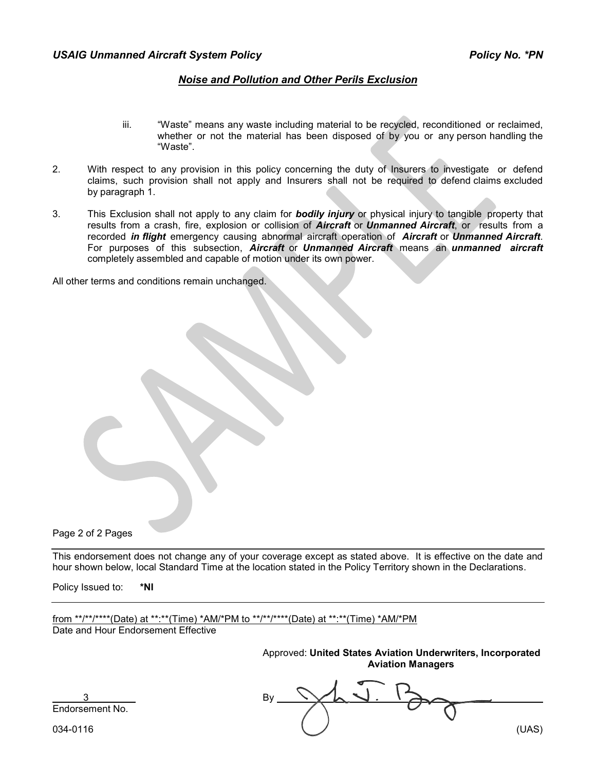## *Noise and Pollution and Other Perils Exclusion*

iii. "Waste" means any waste including material to be recycled, reconditioned or reclaimed, whether or not the material has been disposed of by you or any person handling the "Waste".

2. With respect to any provision in this policy concerning the duty of Insurers to investigate or defend claims, such provision shall not apply and Insurers shall not be required to defend claims excluded by paragraph 1.

3. This Exclusion shall not apply to any claim for ***bodily injury*** or physical injury to tangible property that results from a crash, fire, explosion or collision of ***Aircraft*** or ***Unmanned Aircraft***, or results from a recorded ***in flight*** emergency causing abnormal aircraft operation of ***Aircraft*** or ***Unmanned Aircraft***. For purposes of this subsection, ***Aircraft*** or ***Unmanned Aircraft*** means an ***unmanned aircraft*** completely assembled and capable of motion under its own power.

All other terms and conditions remain unchanged.

Page 2 of 2 Pages

---

This endorsement does not change any of your coverage except as stated above. It is effective on the date and hour shown below, local Standard Time at the location stated in the Policy Territory shown in the Declarations.

Policy Issued to: **\*NI**

---

from \*\*/\*\*/\*\*\*\*(Date) at \*\*:\*\*(Time) \*AM/\*PM to \*\*/\*\*/\*\*\*\*(Date) at \*\*:\*\*(Time) \*AM/\*PM
Date and Hour Endorsement Effective

Approved: **United States Aviation Underwriters, Incorporated**
**Aviation Managers**

3
Endorsement No.

By ____________________

034-0116 (UAS)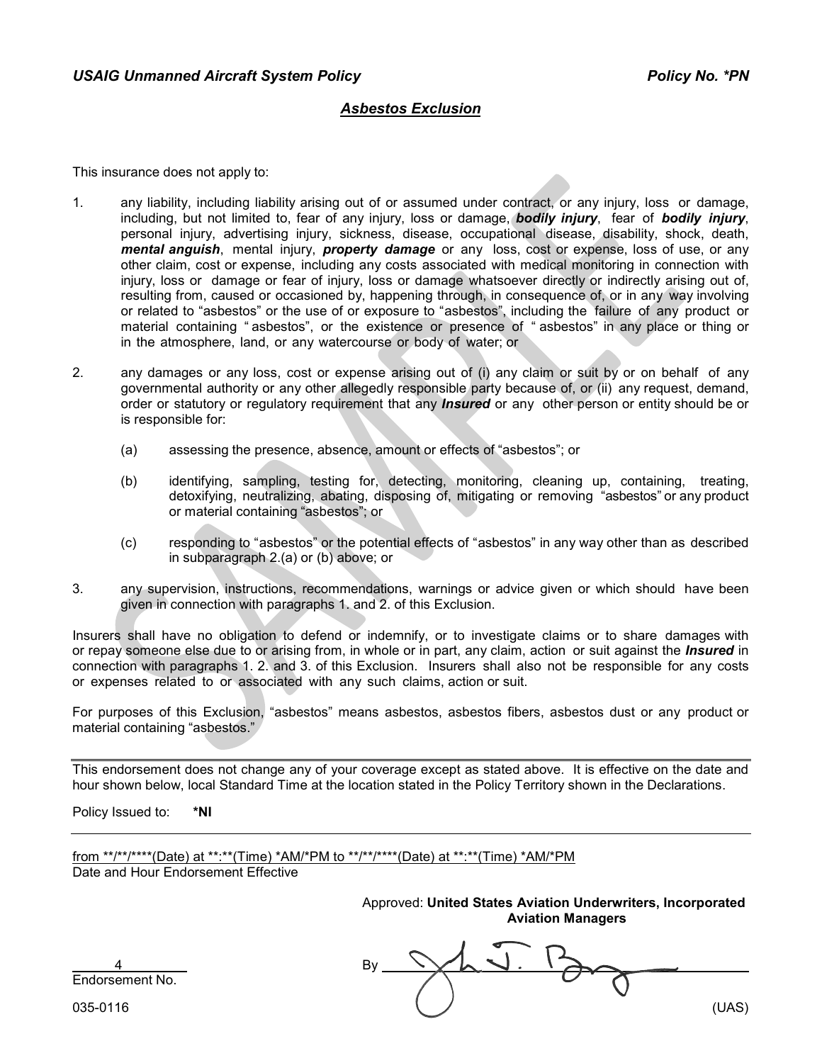*USAIG Unmanned Aircraft System Policy* *Policy No. *PN*

## *Asbestos Exclusion*

This insurance does not apply to:

1. any liability, including liability arising out of or assumed under contract, or any injury, loss or damage, including, but not limited to, fear of any injury, loss or damage, ***bodily injury***, fear of ***bodily injury***, personal injury, advertising injury, sickness, disease, occupational disease, disability, shock, death, ***mental anguish***, mental injury, ***property damage*** or any loss, cost or expense, loss of use, or any other claim, cost or expense, including any costs associated with medical monitoring in connection with injury, loss or damage or fear of injury, loss or damage whatsoever directly or indirectly arising out of, resulting from, caused or occasioned by, happening through, in consequence of, or in any way involving or related to "asbestos" or the use of or exposure to "asbestos", including the failure of any product or material containing " asbestos", or the existence or presence of " asbestos" in any place or thing or in the atmosphere, land, or any watercourse or body of water; or

2. any damages or any loss, cost or expense arising out of (i) any claim or suit by or on behalf of any governmental authority or any other allegedly responsible party because of, or (ii) any request, demand, order or statutory or regulatory requirement that any ***Insured*** or any other person or entity should be or is responsible for:

   (a) assessing the presence, absence, amount or effects of "asbestos"; or

   (b) identifying, sampling, testing for, detecting, monitoring, cleaning up, containing, treating, detoxifying, neutralizing, abating, disposing of, mitigating or removing "asbestos" or any product or material containing "asbestos"; or

   (c) responding to "asbestos" or the potential effects of "asbestos" in any way other than as described in subparagraph 2.(a) or (b) above; or

3. any supervision, instructions, recommendations, warnings or advice given or which should have been given in connection with paragraphs 1. and 2. of this Exclusion.

Insurers shall have no obligation to defend or indemnify, or to investigate claims or to share damages with or repay someone else due to or arising from, in whole or in part, any claim, action or suit against the ***Insured*** in connection with paragraphs 1. 2. and 3. of this Exclusion. Insurers shall also not be responsible for any costs or expenses related to or associated with any such claims, action or suit.

For purposes of this Exclusion, "asbestos" means asbestos, asbestos fibers, asbestos dust or any product or material containing "asbestos."

---

This endorsement does not change any of your coverage except as stated above. It is effective on the date and hour shown below, local Standard Time at the location stated in the Policy Territory shown in the Declarations.

Policy Issued to: **\*NI**

---

from \*\*/\*\*/\*\*\*\*(Date) at \*\*:\*\*(Time) \*AM/\*PM to \*\*/\*\*/\*\*\*\*(Date) at \*\*:\*\*(Time) \*AM/\*PM
Date and Hour Endorsement Effective

Approved: **United States Aviation Underwriters, Incorporated**
**Aviation Managers**

4
Endorsement No.

By ______________________

035-0116 (UAS)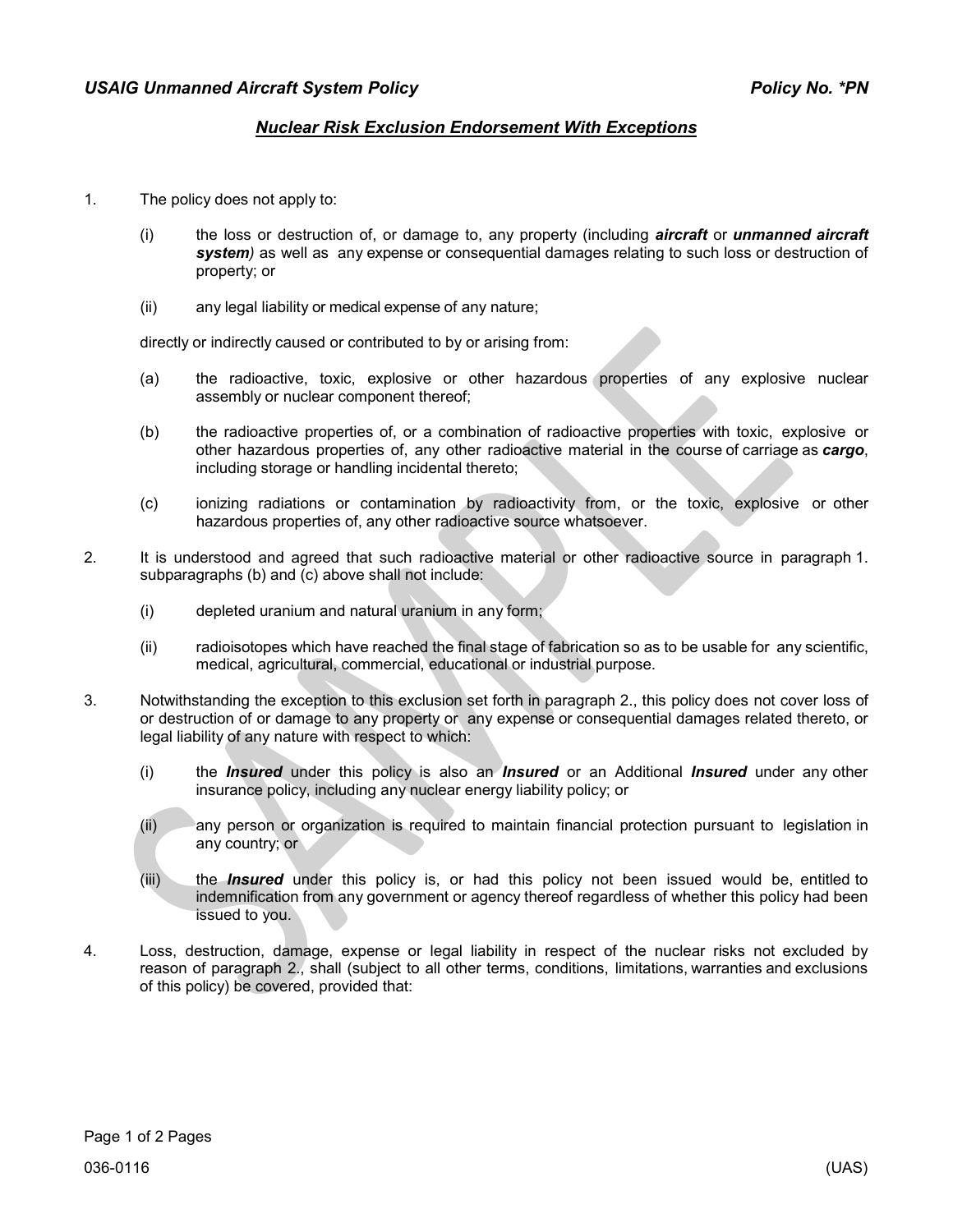## Nuclear Risk Exclusion Endorsement With Exceptions

1. The policy does not apply to:

   (i) the loss or destruction of, or damage to, any property (including ***aircraft*** or ***unmanned aircraft system***) as well as any expense or consequential damages relating to such loss or destruction of property; or

   (ii) any legal liability or medical expense of any nature;

   directly or indirectly caused or contributed to by or arising from:

   (a) the radioactive, toxic, explosive or other hazardous properties of any explosive nuclear assembly or nuclear component thereof;

   (b) the radioactive properties of, or a combination of radioactive properties with toxic, explosive or other hazardous properties of, any other radioactive material in the course of carriage as ***cargo***, including storage or handling incidental thereto;

   (c) ionizing radiations or contamination by radioactivity from, or the toxic, explosive or other hazardous properties of, any other radioactive source whatsoever.

2. It is understood and agreed that such radioactive material or other radioactive source in paragraph 1. subparagraphs (b) and (c) above shall not include:

   (i) depleted uranium and natural uranium in any form;

   (ii) radioisotopes which have reached the final stage of fabrication so as to be usable for any scientific, medical, agricultural, commercial, educational or industrial purpose.

3. Notwithstanding the exception to this exclusion set forth in paragraph 2., this policy does not cover loss of or destruction of or damage to any property or any expense or consequential damages related thereto, or legal liability of any nature with respect to which:

   (i) the ***Insured*** under this policy is also an ***Insured*** or an Additional ***Insured*** under any other insurance policy, including any nuclear energy liability policy; or

   (ii) any person or organization is required to maintain financial protection pursuant to legislation in any country; or

   (iii) the ***Insured*** under this policy is, or had this policy not been issued would be, entitled to indemnification from any government or agency thereof regardless of whether this policy had been issued to you.

4. Loss, destruction, damage, expense or legal liability in respect of the nuclear risks not excluded by reason of paragraph 2., shall (subject to all other terms, conditions, limitations, warranties and exclusions of this policy) be covered, provided that: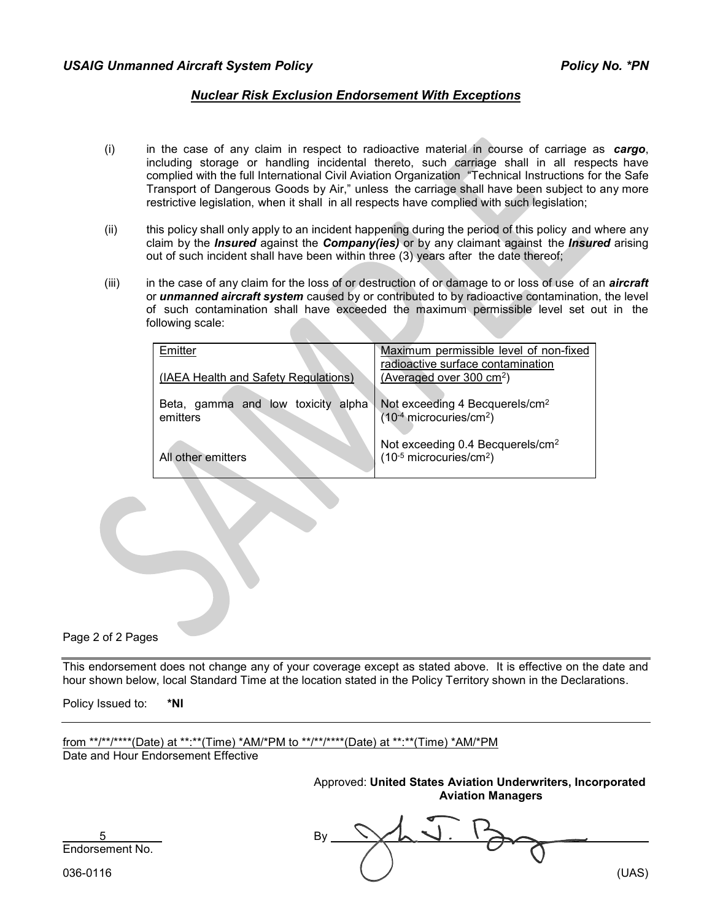## *Nuclear Risk Exclusion Endorsement With Exceptions*

(i) in the case of any claim in respect to radioactive material in course of carriage as ***cargo***, including storage or handling incidental thereto, such carriage shall in all respects have complied with the full International Civil Aviation Organization "Technical Instructions for the Safe Transport of Dangerous Goods by Air," unless the carriage shall have been subject to any more restrictive legislation, when it shall in all respects have complied with such legislation;

(ii) this policy shall only apply to an incident happening during the period of this policy and where any claim by the ***Insured*** against the ***Company(ies)*** or by any claimant against the ***Insured*** arising out of such incident shall have been within three (3) years after the date thereof;

(iii) in the case of any claim for the loss of or destruction of or damage to or loss of use of an ***aircraft*** or ***unmanned aircraft system*** caused by or contributed to by radioactive contamination, the level of such contamination shall have exceeded the maximum permissible level set out in the following scale:

| Emitter (IAEA Health and Safety Regulations) | Maximum permissible level of non-fixed radioactive surface contamination (Averaged over 300 $cm^2$) |
|---|---|
| Beta, gamma and low toxicity alpha emitters | Not exceeding 4 Becquerels/$cm^2$ ($10^{-4}$ microcuries/$cm^2$) |
| All other emitters | Not exceeding 0.4 Becquerels/$cm^2$ ($10^{-5}$ microcuries/$cm^2$) |

Page 2 of 2 Pages

This endorsement does not change any of your coverage except as stated above. It is effective on the date and hour shown below, local Standard Time at the location stated in the Policy Territory shown in the Declarations.

Policy Issued to: **\*NI**

from \*\*/\*\*/\*\*\*\*(Date) at \*\*:\*\*(Time) \*AM/\*PM to \*\*/\*\*/\*\*\*\*(Date) at \*\*:\*\*(Time) \*AM/\*PM
Date and Hour Endorsement Effective

Approved: **United States Aviation Underwriters, Incorporated**
**Aviation Managers**

5
Endorsement No.

By

036-0116 (UAS)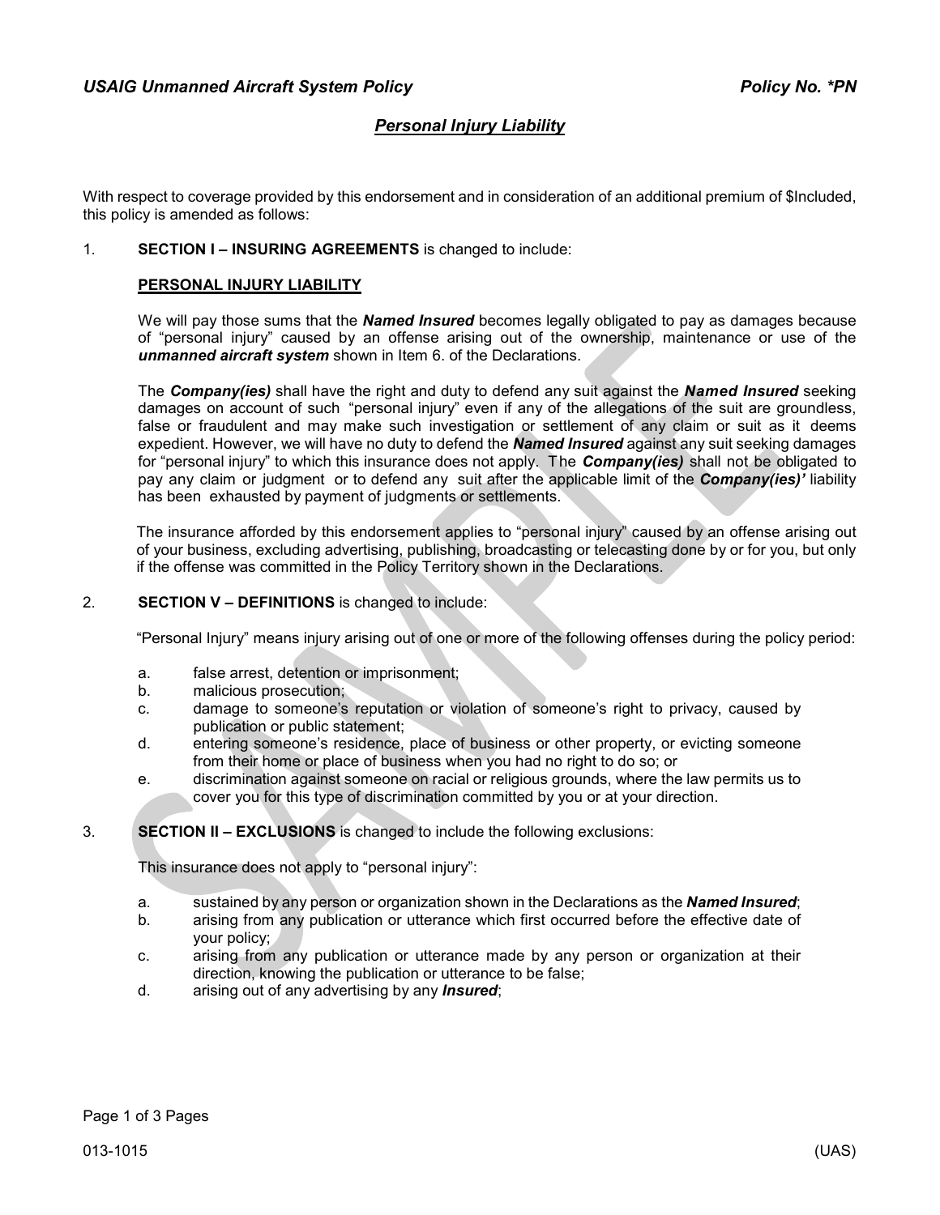## *Personal Injury Liability*

With respect to coverage provided by this endorsement and in consideration of an additional premium of $Included, this policy is amended as follows:

1. **SECTION I – INSURING AGREEMENTS** is changed to include:

   **PERSONAL INJURY LIABILITY**

   We will pay those sums that the ***Named Insured*** becomes legally obligated to pay as damages because of "personal injury" caused by an offense arising out of the ownership, maintenance or use of the ***unmanned aircraft system*** shown in Item 6. of the Declarations.

   The ***Company(ies)*** shall have the right and duty to defend any suit against the ***Named Insured*** seeking damages on account of such "personal injury" even if any of the allegations of the suit are groundless, false or fraudulent and may make such investigation or settlement of any claim or suit as it deems expedient. However, we will have no duty to defend the ***Named Insured*** against any suit seeking damages for "personal injury" to which this insurance does not apply. The ***Company(ies)*** shall not be obligated to pay any claim or judgment or to defend any suit after the applicable limit of the ***Company(ies)'*** liability has been exhausted by payment of judgments or settlements.

   The insurance afforded by this endorsement applies to "personal injury" caused by an offense arising out of your business, excluding advertising, publishing, broadcasting or telecasting done by or for you, but only if the offense was committed in the Policy Territory shown in the Declarations.

2. **SECTION V – DEFINITIONS** is changed to include:

   "Personal Injury" means injury arising out of one or more of the following offenses during the policy period:

   a. false arrest, detention or imprisonment;
   b. malicious prosecution;
   c. damage to someone's reputation or violation of someone's right to privacy, caused by publication or public statement;
   d. entering someone's residence, place of business or other property, or evicting someone from their home or place of business when you had no right to do so; or
   e. discrimination against someone on racial or religious grounds, where the law permits us to cover you for this type of discrimination committed by you or at your direction.

3. **SECTION II – EXCLUSIONS** is changed to include the following exclusions:

   This insurance does not apply to "personal injury":

   a. sustained by any person or organization shown in the Declarations as the ***Named Insured***;
   b. arising from any publication or utterance which first occurred before the effective date of your policy;
   c. arising from any publication or utterance made by any person or organization at their direction, knowing the publication or utterance to be false;
   d. arising out of any advertising by any ***Insured***;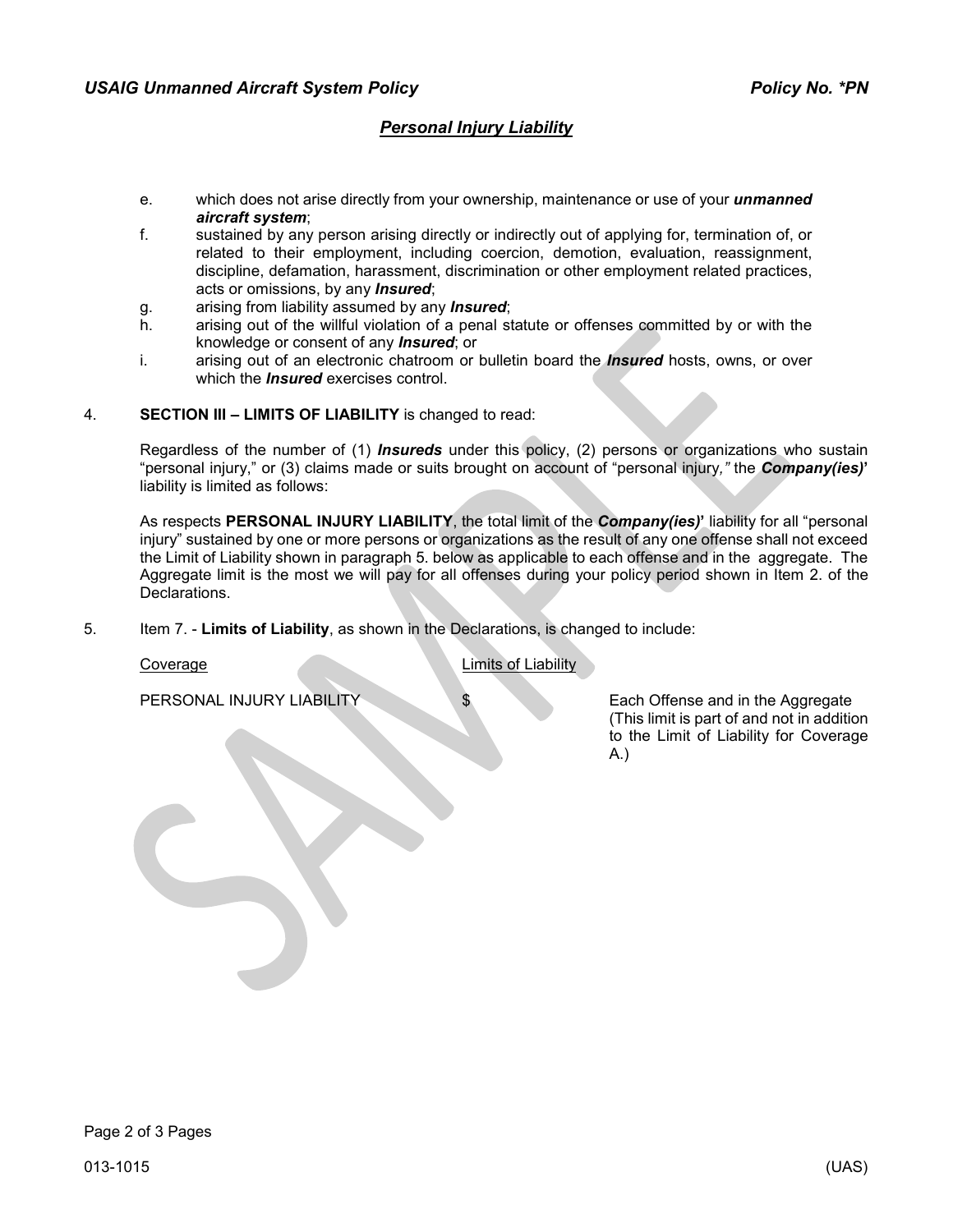## *Personal Injury Liability*

e. which does not arise directly from your ownership, maintenance or use of your ***unmanned aircraft system***;

f. sustained by any person arising directly or indirectly out of applying for, termination of, or related to their employment, including coercion, demotion, evaluation, reassignment, discipline, defamation, harassment, discrimination or other employment related practices, acts or omissions, by any ***Insured***;

g. arising from liability assumed by any ***Insured***;

h. arising out of the willful violation of a penal statute or offenses committed by or with the knowledge or consent of any ***Insured***; or

i. arising out of an electronic chatroom or bulletin board the ***Insured*** hosts, owns, or over which the ***Insured*** exercises control.

4. **SECTION III – LIMITS OF LIABILITY** is changed to read:

Regardless of the number of (1) ***Insureds*** under this policy, (2) persons or organizations who sustain "personal injury," or (3) claims made or suits brought on account of "personal injury," the ***Company(ies)'*** liability is limited as follows:

As respects **PERSONAL INJURY LIABILITY**, the total limit of the ***Company(ies)'*** liability for all "personal injury" sustained by one or more persons or organizations as the result of any one offense shall not exceed the Limit of Liability shown in paragraph 5. below as applicable to each offense and in the aggregate. The Aggregate limit is the most we will pay for all offenses during your policy period shown in Item 2. of the Declarations.

5. Item 7. - **Limits of Liability**, as shown in the Declarations, is changed to include:

| Coverage | Limits of Liability | |
|---|---|---|
| PERSONAL INJURY LIABILITY | $ | Each Offense and in the Aggregate (This limit is part of and not in addition to the Limit of Liability for Coverage A.) |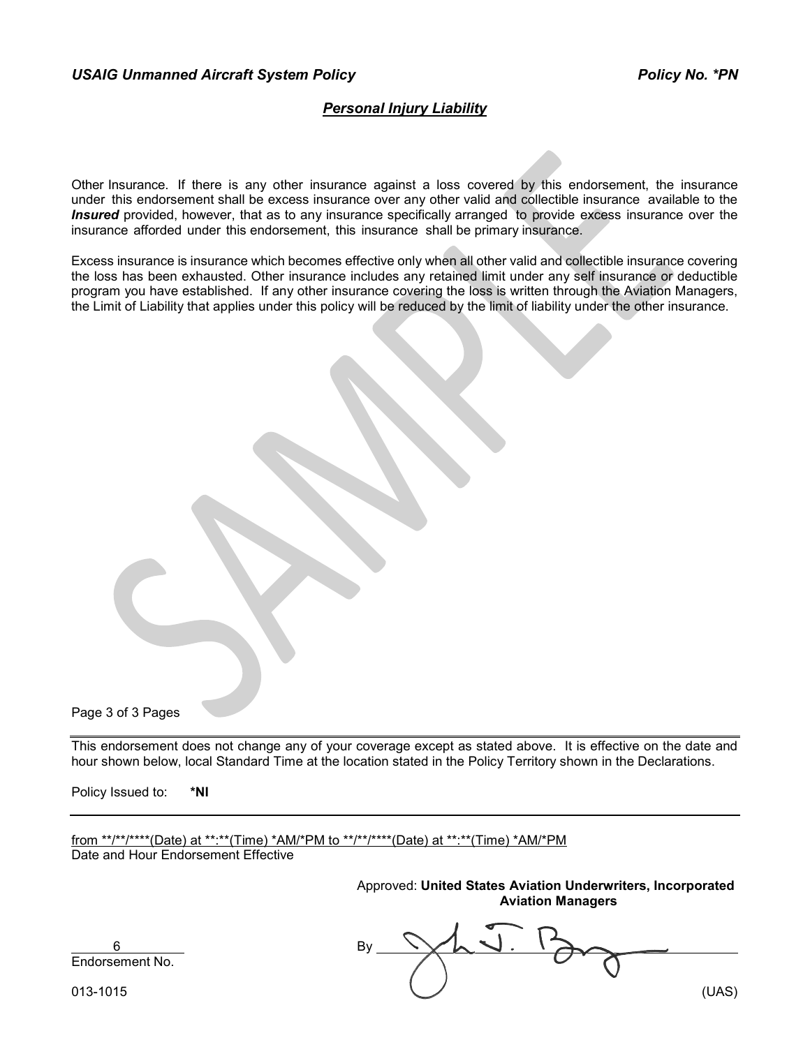## *Personal Injury Liability*

Other Insurance. If there is any other insurance against a loss covered by this endorsement, the insurance under this endorsement shall be excess insurance over any other valid and collectible insurance available to the ***Insured*** provided, however, that as to any insurance specifically arranged to provide excess insurance over the insurance afforded under this endorsement, this insurance shall be primary insurance.

Excess insurance is insurance which becomes effective only when all other valid and collectible insurance covering the loss has been exhausted. Other insurance includes any retained limit under any self insurance or deductible program you have established. If any other insurance covering the loss is written through the Aviation Managers, the Limit of Liability that applies under this policy will be reduced by the limit of liability under the other insurance.

---

This endorsement does not change any of your coverage except as stated above. It is effective on the date and hour shown below, local Standard Time at the location stated in the Policy Territory shown in the Declarations.

Policy Issued to: **\*NI**

---

from **/**/****(Date) at **:**(Time) *AM/*PM to **/**/****(Date) at **:**(Time) *AM/*PM
Date and Hour Endorsement Effective

Approved: **United States Aviation Underwriters, Incorporated**
**Aviation Managers**

6
Endorsement No.

By

013-1015 (UAS)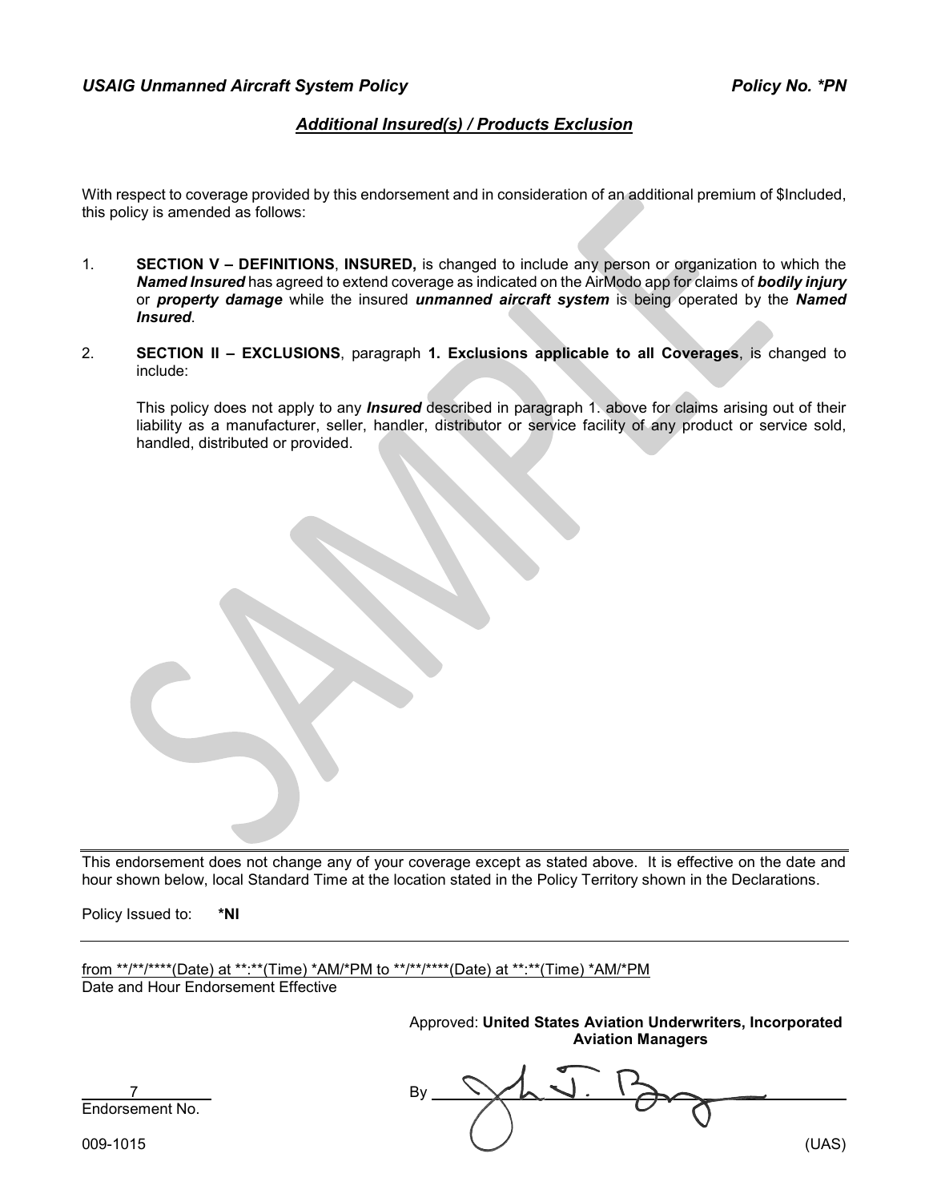*USAIG Unmanned Aircraft System Policy* *Policy No. *PN*

## *Additional Insured(s) / Products Exclusion*

With respect to coverage provided by this endorsement and in consideration of an additional premium of $Included, this policy is amended as follows:

1. **SECTION V – DEFINITIONS**, **INSURED,** is changed to include any person or organization to which the ***Named Insured*** has agreed to extend coverage as indicated on the AirModo app for claims of ***bodily injury*** or ***property damage*** while the insured ***unmanned aircraft system*** is being operated by the ***Named Insured***.

2. **SECTION II – EXCLUSIONS**, paragraph **1. Exclusions applicable to all Coverages**, is changed to include:

   This policy does not apply to any ***Insured*** described in paragraph 1. above for claims arising out of their liability as a manufacturer, seller, handler, distributor or service facility of any product or service sold, handled, distributed or provided.

---

This endorsement does not change any of your coverage except as stated above. It is effective on the date and hour shown below, local Standard Time at the location stated in the Policy Territory shown in the Declarations.

Policy Issued to: **\*NI**

---

from \*\*/\*\*/\*\*\*\*(Date) at \*\*:\*\*(Time) \*AM/\*PM to \*\*/\*\*/\*\*\*\*(Date) at \*\*:\*\*(Time) \*AM/\*PM
Date and Hour Endorsement Effective

Approved: **United States Aviation Underwriters, Incorporated**
**Aviation Managers**

7
Endorsement No.

By

009-1015 (UAS)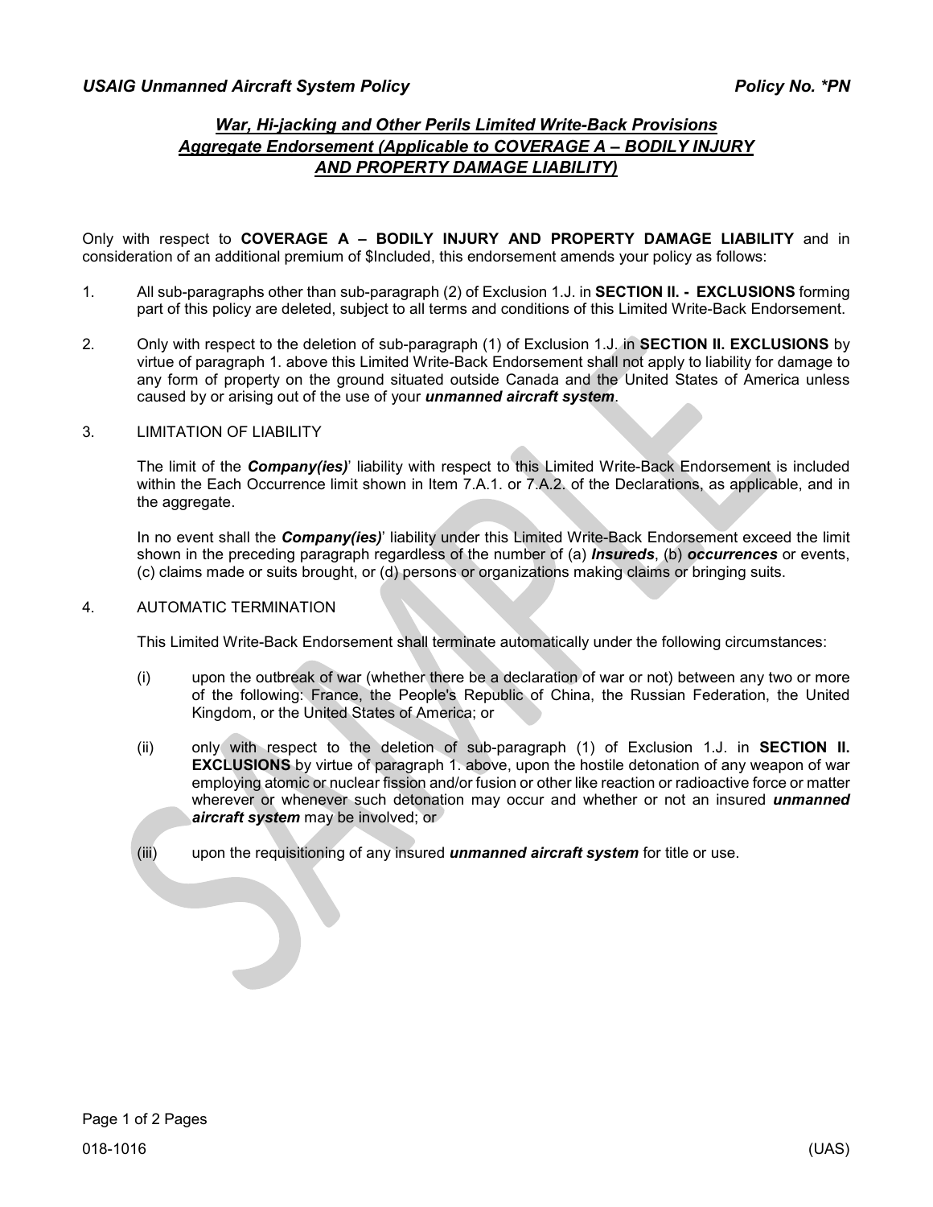## *War, Hi-jacking and Other Perils Limited Write-Back Provisions Aggregate Endorsement (Applicable to COVERAGE A – BODILY INJURY AND PROPERTY DAMAGE LIABILITY)*

Only with respect to **COVERAGE A – BODILY INJURY AND PROPERTY DAMAGE LIABILITY** and in consideration of an additional premium of $Included, this endorsement amends your policy as follows:

1. All sub-paragraphs other than sub-paragraph (2) of Exclusion 1.J. in **SECTION II. - EXCLUSIONS** forming part of this policy are deleted, subject to all terms and conditions of this Limited Write-Back Endorsement.

2. Only with respect to the deletion of sub-paragraph (1) of Exclusion 1.J. in **SECTION II. EXCLUSIONS** by virtue of paragraph 1. above this Limited Write-Back Endorsement shall not apply to liability for damage to any form of property on the ground situated outside Canada and the United States of America unless caused by or arising out of the use of your ***unmanned aircraft system***.

3. LIMITATION OF LIABILITY

   The limit of the ***Company(ies)***' liability with respect to this Limited Write-Back Endorsement is included within the Each Occurrence limit shown in Item 7.A.1. or 7.A.2. of the Declarations, as applicable, and in the aggregate.

   In no event shall the ***Company(ies)***' liability under this Limited Write-Back Endorsement exceed the limit shown in the preceding paragraph regardless of the number of (a) ***Insureds***, (b) ***occurrences*** or events, (c) claims made or suits brought, or (d) persons or organizations making claims or bringing suits.

4. AUTOMATIC TERMINATION

   This Limited Write-Back Endorsement shall terminate automatically under the following circumstances:

   (i) upon the outbreak of war (whether there be a declaration of war or not) between any two or more of the following: France, the People's Republic of China, the Russian Federation, the United Kingdom, or the United States of America; or

   (ii) only with respect to the deletion of sub-paragraph (1) of Exclusion 1.J. in **SECTION II. EXCLUSIONS** by virtue of paragraph 1. above, upon the hostile detonation of any weapon of war employing atomic or nuclear fission and/or fusion or other like reaction or radioactive force or matter wherever or whenever such detonation may occur and whether or not an insured ***unmanned aircraft system*** may be involved; or

   (iii) upon the requisitioning of any insured ***unmanned aircraft system*** for title or use.

018-1016 (UAS)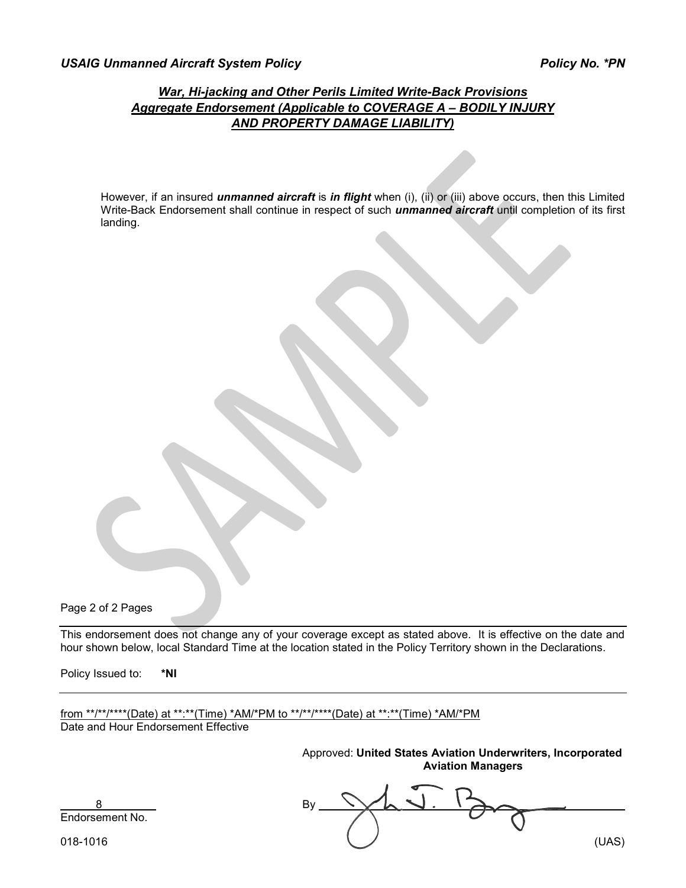## *War, Hi-jacking and Other Perils Limited Write-Back Provisions Aggregate Endorsement (Applicable to COVERAGE A – BODILY INJURY AND PROPERTY DAMAGE LIABILITY)*

However, if an insured ***unmanned aircraft*** is ***in flight*** when (i), (ii) or (iii) above occurs, then this Limited Write-Back Endorsement shall continue in respect of such ***unmanned aircraft*** until completion of its first landing.

Page 2 of 2 Pages

---

This endorsement does not change any of your coverage except as stated above. It is effective on the date and hour shown below, local Standard Time at the location stated in the Policy Territory shown in the Declarations.

Policy Issued to: **\*NI**

---

from \*\*/\*\*/\*\*\*\*(Date) at \*\*:\*\*(Time) \*AM/\*PM to \*\*/\*\*/\*\*\*\*(Date) at \*\*:\*\*(Time) \*AM/\*PM
Date and Hour Endorsement Effective

Approved: **United States Aviation Underwriters, Incorporated**
**Aviation Managers**

8
Endorsement No.

By ______________________

018-1016 (UAS)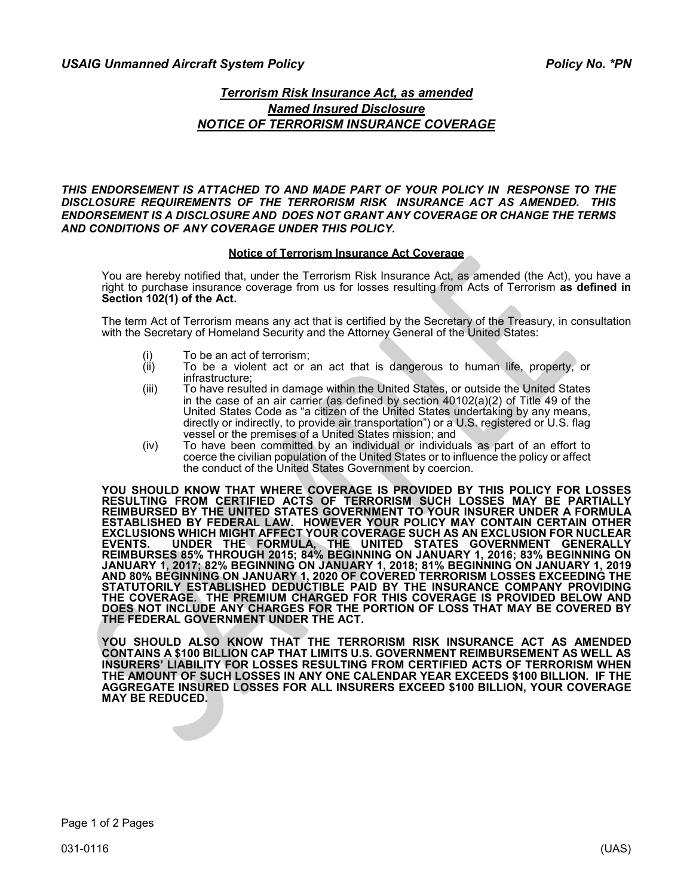## *Terrorism Risk Insurance Act, as amended*
## *Named Insured Disclosure*
## *NOTICE OF TERRORISM INSURANCE COVERAGE*

***THIS ENDORSEMENT IS ATTACHED TO AND MADE PART OF YOUR POLICY IN RESPONSE TO THE DISCLOSURE REQUIREMENTS OF THE TERRORISM RISK INSURANCE ACT AS AMENDED. THIS ENDORSEMENT IS A DISCLOSURE AND DOES NOT GRANT ANY COVERAGE OR CHANGE THE TERMS AND CONDITIONS OF ANY COVERAGE UNDER THIS POLICY.***

**Notice of Terrorism Insurance Act Coverage**

You are hereby notified that, under the Terrorism Risk Insurance Act, as amended (the Act), you have a right to purchase insurance coverage from us for losses resulting from Acts of Terrorism **as defined in Section 102(1) of the Act.**

The term Act of Terrorism means any act that is certified by the Secretary of the Treasury, in consultation with the Secretary of Homeland Security and the Attorney General of the United States:

(i) To be an act of terrorism;

(ii) To be a violent act or an act that is dangerous to human life, property, or infrastructure;

(iii) To have resulted in damage within the United States, or outside the United States in the case of an air carrier (as defined by section 40102(a)(2) of Title 49 of the United States Code as "a citizen of the United States undertaking by any means, directly or indirectly, to provide air transportation") or a U.S. registered or U.S. flag vessel or the premises of a United States mission; and

(iv) To have been committed by an individual or individuals as part of an effort to coerce the civilian population of the United States or to influence the policy or affect the conduct of the United States Government by coercion.

**YOU SHOULD KNOW THAT WHERE COVERAGE IS PROVIDED BY THIS POLICY FOR LOSSES RESULTING FROM CERTIFIED ACTS OF TERRORISM SUCH LOSSES MAY BE PARTIALLY REIMBURSED BY THE UNITED STATES GOVERNMENT TO YOUR INSURER UNDER A FORMULA ESTABLISHED BY FEDERAL LAW. HOWEVER YOUR POLICY MAY CONTAIN CERTAIN OTHER EXCLUSIONS WHICH MIGHT AFFECT YOUR COVERAGE SUCH AS AN EXCLUSION FOR NUCLEAR EVENTS. UNDER THE FORMULA, THE UNITED STATES GOVERNMENT GENERALLY REIMBURSES 85% THROUGH 2015; 84% BEGINNING ON JANUARY 1, 2016; 83% BEGINNING ON JANUARY 1, 2017; 82% BEGINNING ON JANUARY 1, 2018; 81% BEGINNING ON JANUARY 1, 2019 AND 80% BEGINNING ON JANUARY 1, 2020 OF COVERED TERRORISM LOSSES EXCEEDING THE STATUTORILY ESTABLISHED DEDUCTIBLE PAID BY THE INSURANCE COMPANY PROVIDING THE COVERAGE. THE PREMIUM CHARGED FOR THIS COVERAGE IS PROVIDED BELOW AND DOES NOT INCLUDE ANY CHARGES FOR THE PORTION OF LOSS THAT MAY BE COVERED BY THE FEDERAL GOVERNMENT UNDER THE ACT.**

**YOU SHOULD ALSO KNOW THAT THE TERRORISM RISK INSURANCE ACT AS AMENDED CONTAINS A $100 BILLION CAP THAT LIMITS U.S. GOVERNMENT REIMBURSEMENT AS WELL AS INSURERS' LIABILITY FOR LOSSES RESULTING FROM CERTIFIED ACTS OF TERRORISM WHEN THE AMOUNT OF SUCH LOSSES IN ANY ONE CALENDAR YEAR EXCEEDS $100 BILLION. IF THE AGGREGATE INSURED LOSSES FOR ALL INSURERS EXCEED $100 BILLION, YOUR COVERAGE MAY BE REDUCED.**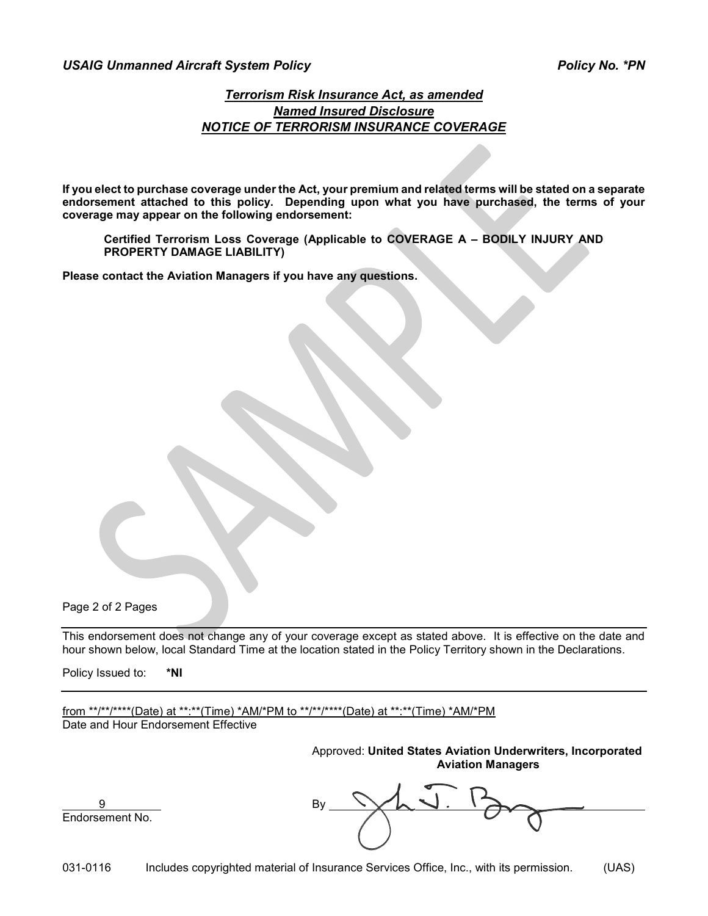## *Terrorism Risk Insurance Act, as amended*
## *Named Insured Disclosure*
## *NOTICE OF TERRORISM INSURANCE COVERAGE*

**If you elect to purchase coverage under the Act, your premium and related terms will be stated on a separate endorsement attached to this policy. Depending upon what you have purchased, the terms of your coverage may appear on the following endorsement:**

> **Certified Terrorism Loss Coverage (Applicable to COVERAGE A – BODILY INJURY AND PROPERTY DAMAGE LIABILITY)**

**Please contact the Aviation Managers if you have any questions.**

---

This endorsement does not change any of your coverage except as stated above. It is effective on the date and hour shown below, local Standard Time at the location stated in the Policy Territory shown in the Declarations.

Policy Issued to: **\*NI**

---

from \*\*/\*\*/\*\*\*\*(Date) at \*\*:\*\*(Time) \*AM/\*PM to \*\*/\*\*/\*\*\*\*(Date) at \*\*:\*\*(Time) \*AM/\*PM
Date and Hour Endorsement Effective

Approved: **United States Aviation Underwriters, Incorporated**
**Aviation Managers**

9
Endorsement No.

By ______________________

031-0116 Includes copyrighted material of Insurance Services Office, Inc., with its permission. (UAS)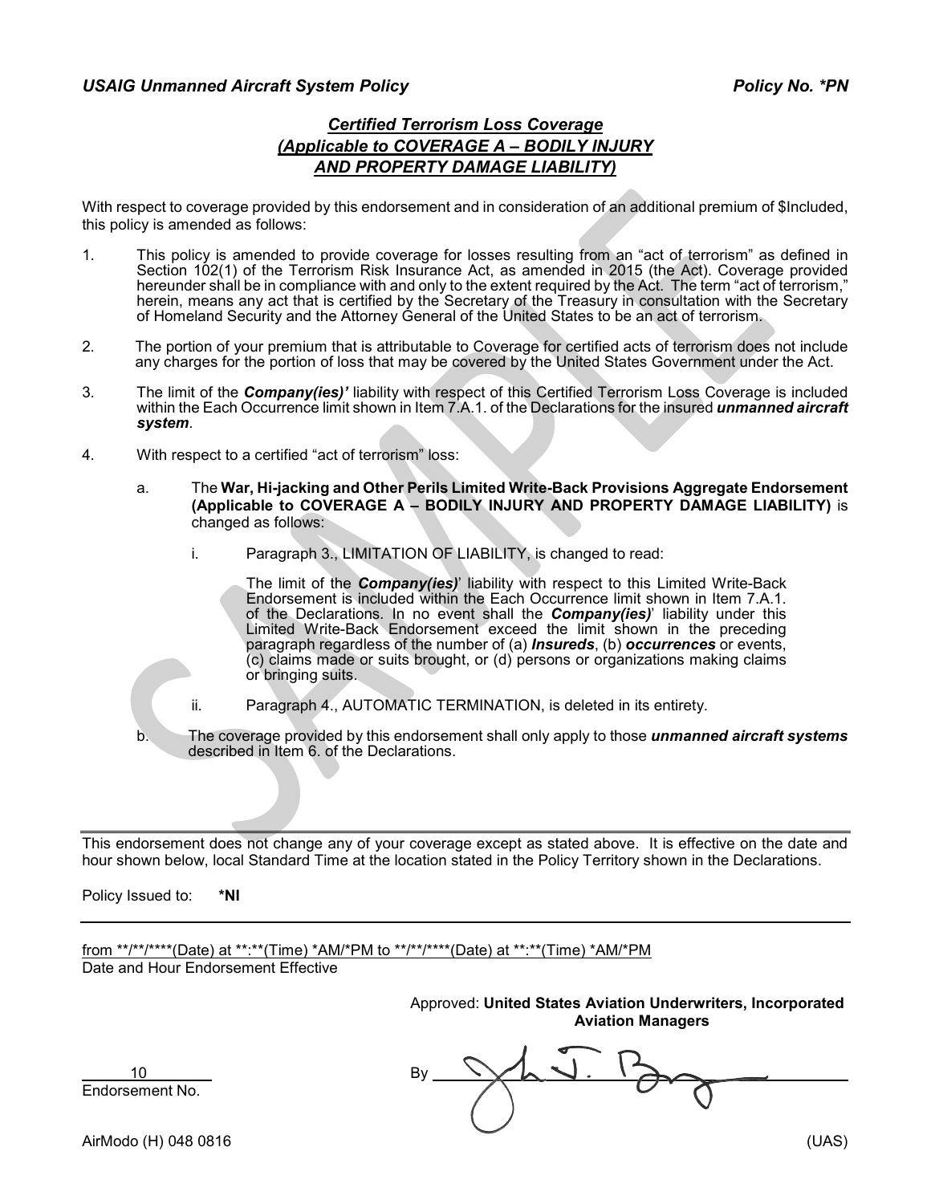***Certified Terrorism Loss Coverage***
***(Applicable to COVERAGE A – BODILY INJURY AND PROPERTY DAMAGE LIABILITY)***

With respect to coverage provided by this endorsement and in consideration of an additional premium of $Included, this policy is amended as follows:

1. This policy is amended to provide coverage for losses resulting from an "act of terrorism" as defined in Section 102(1) of the Terrorism Risk Insurance Act, as amended in 2015 (the Act). Coverage provided hereunder shall be in compliance with and only to the extent required by the Act. The term "act of terrorism," herein, means any act that is certified by the Secretary of the Treasury in consultation with the Secretary of Homeland Security and the Attorney General of the United States to be an act of terrorism.

2. The portion of your premium that is attributable to Coverage for certified acts of terrorism does not include any charges for the portion of loss that may be covered by the United States Government under the Act.

3. The limit of the ***Company(ies)'*** liability with respect of this Certified Terrorism Loss Coverage is included within the Each Occurrence limit shown in Item 7.A.1. of the Declarations for the insured ***unmanned aircraft system***.

4. With respect to a certified "act of terrorism" loss:

   a. The **War, Hi-jacking and Other Perils Limited Write-Back Provisions Aggregate Endorsement (Applicable to COVERAGE A – BODILY INJURY AND PROPERTY DAMAGE LIABILITY)** is changed as follows:

      i. Paragraph 3., LIMITATION OF LIABILITY, is changed to read:

         The limit of the ***Company(ies)***' liability with respect to this Limited Write-Back Endorsement is included within the Each Occurrence limit shown in Item 7.A.1. of the Declarations. In no event shall the ***Company(ies)***' liability under this Limited Write-Back Endorsement exceed the limit shown in the preceding paragraph regardless of the number of (a) ***Insureds***, (b) ***occurrences*** or events, (c) claims made or suits brought, or (d) persons or organizations making claims or bringing suits.

      ii. Paragraph 4., AUTOMATIC TERMINATION, is deleted in its entirety.

   b. The coverage provided by this endorsement shall only apply to those ***unmanned aircraft systems*** described in Item 6. of the Declarations.

---

This endorsement does not change any of your coverage except as stated above. It is effective on the date and hour shown below, local Standard Time at the location stated in the Policy Territory shown in the Declarations.

Policy Issued to: **\*NI**

from \*\*/\*\*/\*\*\*\*(Date) at \*\*:\*\*(Time) \*AM/\*PM to \*\*/\*\*/\*\*\*\*(Date) at \*\*:\*\*(Time) \*AM/\*PM
Date and Hour Endorsement Effective

Approved: **United States Aviation Underwriters, Incorporated**
**Aviation Managers**

10
Endorsement No.

By

AirModo (H) 048 0816 (UAS)